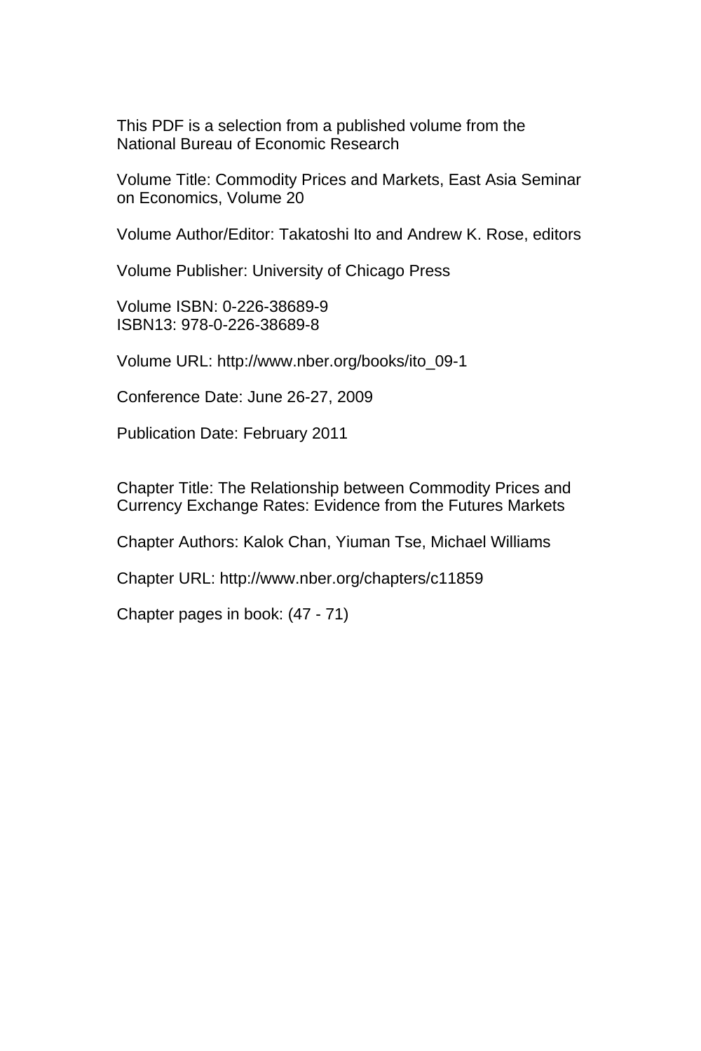This PDF is a selection from a published volume from the National Bureau of Economic Research

Volume Title: Commodity Prices and Markets, East Asia Seminar on Economics, Volume 20

Volume Author/Editor: Takatoshi Ito and Andrew K. Rose, editors

Volume Publisher: University of Chicago Press

Volume ISBN: 0-226-38689-9
ISBN13: 978-0-226-38689-8

Volume URL: http://www.nber.org/books/ito_09-1

Conference Date: June 26-27, 2009

Publication Date: February 2011

Chapter Title: The Relationship between Commodity Prices and Currency Exchange Rates: Evidence from the Futures Markets

Chapter Authors: Kalok Chan, Yiuman Tse, Michael Williams

Chapter URL: http://www.nber.org/chapters/c11859

Chapter pages in book: (47 - 71)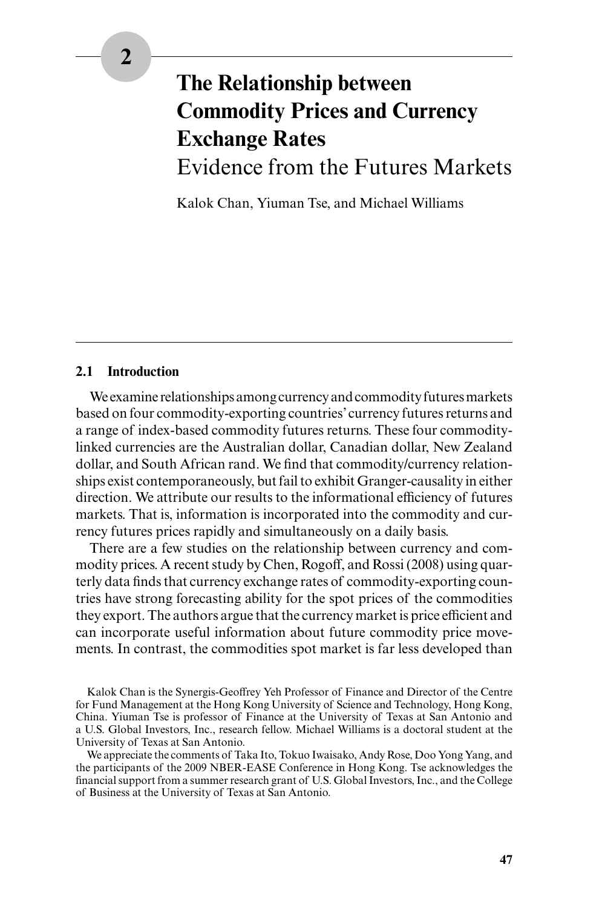# 2 The Relationship between Commodity Prices and Currency Exchange Rates

## Evidence from the Futures Markets

Kalok Chan, Yiuman Tse, and Michael Williams

### 2.1 Introduction

We examine relationships among currency and commodity futures markets based on four commodity-exporting countries' currency futures returns and a range of index-based commodity futures returns. These four commodity-linked currencies are the Australian dollar, Canadian dollar, New Zealand dollar, and South African rand. We find that commodity/currency relationships exist contemporaneously, but fail to exhibit Granger-causality in either direction. We attribute our results to the informational efficiency of futures markets. That is, information is incorporated into the commodity and currency futures prices rapidly and simultaneously on a daily basis.

There are a few studies on the relationship between currency and commodity prices. A recent study by Chen, Rogoff, and Rossi (2008) using quarterly data finds that currency exchange rates of commodity-exporting countries have strong forecasting ability for the spot prices of the commodities they export. The authors argue that the currency market is price efficient and can incorporate useful information about future commodity price movements. In contrast, the commodities spot market is far less developed than

---

Kalok Chan is the Synergis-Geoffrey Yeh Professor of Finance and Director of the Centre for Fund Management at the Hong Kong University of Science and Technology, Hong Kong, China. Yiuman Tse is professor of Finance at the University of Texas at San Antonio and a U.S. Global Investors, Inc., research fellow. Michael Williams is a doctoral student at the University of Texas at San Antonio.

We appreciate the comments of Taka Ito, Tokuo Iwaisako, Andy Rose, Doo Yong Yang, and the participants of the 2009 NBER-EASE Conference in Hong Kong. Tse acknowledges the financial support from a summer research grant of U.S. Global Investors, Inc., and the College of Business at the University of Texas at San Antonio.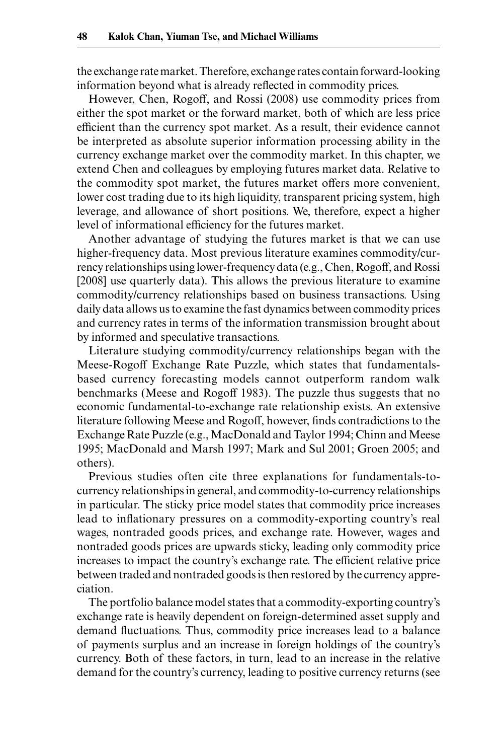the exchange rate market. Therefore, exchange rates contain forward-looking information beyond what is already reflected in commodity prices.

However, Chen, Rogoff, and Rossi (2008) use commodity prices from either the spot market or the forward market, both of which are less price efficient than the currency spot market. As a result, their evidence cannot be interpreted as absolute superior information processing ability in the currency exchange market over the commodity market. In this chapter, we extend Chen and colleagues by employing futures market data. Relative to the commodity spot market, the futures market offers more convenient, lower cost trading due to its high liquidity, transparent pricing system, high leverage, and allowance of short positions. We, therefore, expect a higher level of informational efficiency for the futures market.

Another advantage of studying the futures market is that we can use higher-frequency data. Most previous literature examines commodity/currency relationships using lower-frequency data (e.g., Chen, Rogoff, and Rossi [2008] use quarterly data). This allows the previous literature to examine commodity/currency relationships based on business transactions. Using daily data allows us to examine the fast dynamics between commodity prices and currency rates in terms of the information transmission brought about by informed and speculative transactions.

Literature studying commodity/currency relationships began with the Meese-Rogoff Exchange Rate Puzzle, which states that fundamentals-based currency forecasting models cannot outperform random walk benchmarks (Meese and Rogoff 1983). The puzzle thus suggests that no economic fundamental-to-exchange rate relationship exists. An extensive literature following Meese and Rogoff, however, finds contradictions to the Exchange Rate Puzzle (e.g., MacDonald and Taylor 1994; Chinn and Meese 1995; MacDonald and Marsh 1997; Mark and Sul 2001; Groen 2005; and others).

Previous studies often cite three explanations for fundamentals-to-currency relationships in general, and commodity-to-currency relationships in particular. The sticky price model states that commodity price increases lead to inflationary pressures on a commodity-exporting country's real wages, nontraded goods prices, and exchange rate. However, wages and nontraded goods prices are upwards sticky, leading only commodity price increases to impact the country's exchange rate. The efficient relative price between traded and nontraded goods is then restored by the currency appreciation.

The portfolio balance model states that a commodity-exporting country's exchange rate is heavily dependent on foreign-determined asset supply and demand fluctuations. Thus, commodity price increases lead to a balance of payments surplus and an increase in foreign holdings of the country's currency. Both of these factors, in turn, lead to an increase in the relative demand for the country's currency, leading to positive currency returns (see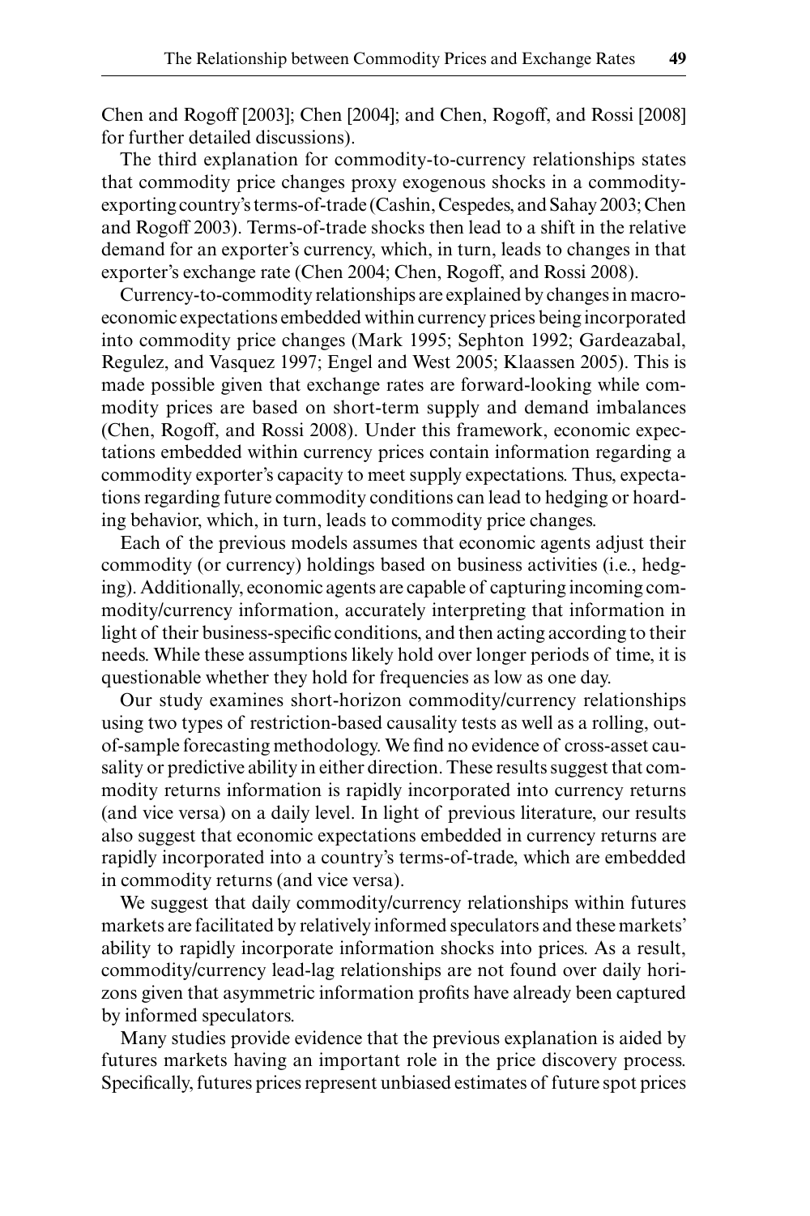Chen and Rogoff [2003]; Chen [2004]; and Chen, Rogoff, and Rossi [2008] for further detailed discussions).

The third explanation for commodity-to-currency relationships states that commodity price changes proxy exogenous shocks in a commodity-exporting country's terms-of-trade (Cashin, Cespedes, and Sahay 2003; Chen and Rogoff 2003). Terms-of-trade shocks then lead to a shift in the relative demand for an exporter's currency, which, in turn, leads to changes in that exporter's exchange rate (Chen 2004; Chen, Rogoff, and Rossi 2008).

Currency-to-commodity relationships are explained by changes in macroeconomic expectations embedded within currency prices being incorporated into commodity price changes (Mark 1995; Sephton 1992; Gardeazabal, Regulez, and Vasquez 1997; Engel and West 2005; Klaassen 2005). This is made possible given that exchange rates are forward-looking while commodity prices are based on short-term supply and demand imbalances (Chen, Rogoff, and Rossi 2008). Under this framework, economic expectations embedded within currency prices contain information regarding a commodity exporter's capacity to meet supply expectations. Thus, expectations regarding future commodity conditions can lead to hedging or hoarding behavior, which, in turn, leads to commodity price changes.

Each of the previous models assumes that economic agents adjust their commodity (or currency) holdings based on business activities (i.e., hedging). Additionally, economic agents are capable of capturing incoming commodity/currency information, accurately interpreting that information in light of their business-specific conditions, and then acting according to their needs. While these assumptions likely hold over longer periods of time, it is questionable whether they hold for frequencies as low as one day.

Our study examines short-horizon commodity/currency relationships using two types of restriction-based causality tests as well as a rolling, out-of-sample forecasting methodology. We find no evidence of cross-asset causality or predictive ability in either direction. These results suggest that commodity returns information is rapidly incorporated into currency returns (and vice versa) on a daily level. In light of previous literature, our results also suggest that economic expectations embedded in currency returns are rapidly incorporated into a country's terms-of-trade, which are embedded in commodity returns (and vice versa).

We suggest that daily commodity/currency relationships within futures markets are facilitated by relatively informed speculators and these markets' ability to rapidly incorporate information shocks into prices. As a result, commodity/currency lead-lag relationships are not found over daily horizons given that asymmetric information profits have already been captured by informed speculators.

Many studies provide evidence that the previous explanation is aided by futures markets having an important role in the price discovery process. Specifically, futures prices represent unbiased estimates of future spot prices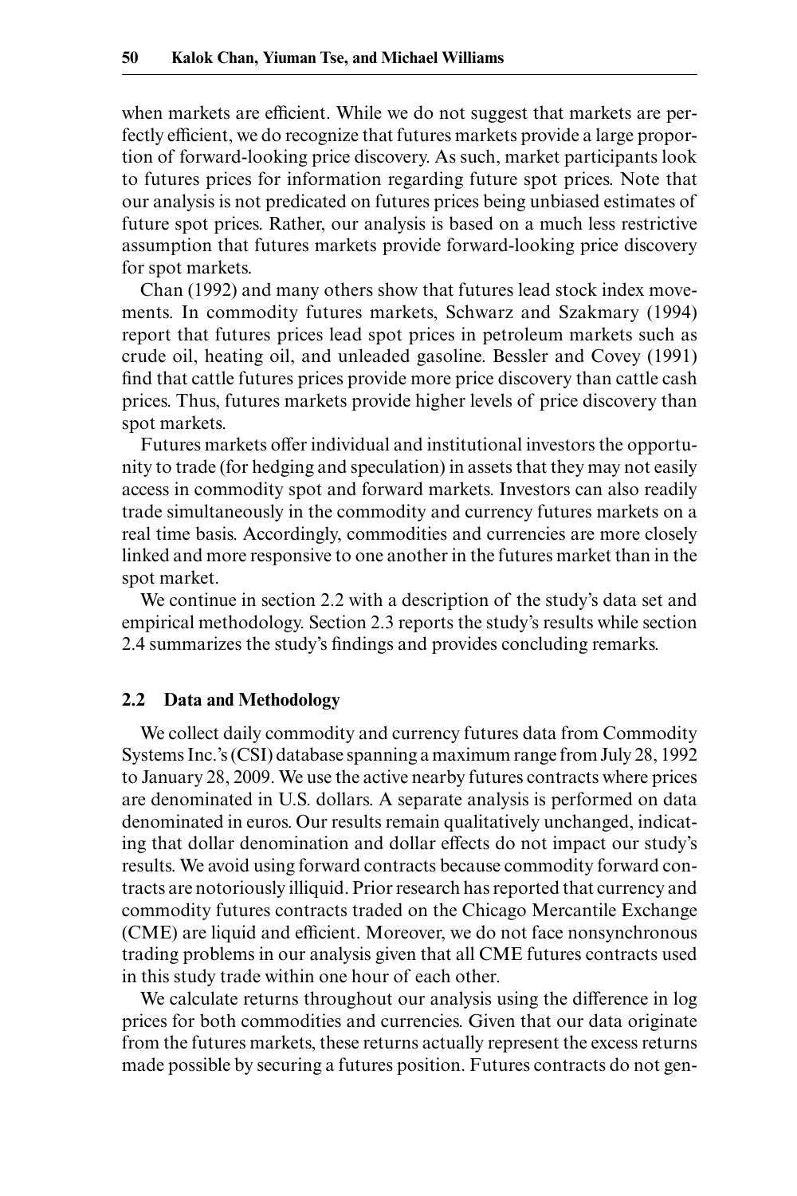when markets are efficient. While we do not suggest that markets are perfectly efficient, we do recognize that futures markets provide a large proportion of forward-looking price discovery. As such, market participants look to futures prices for information regarding future spot prices. Note that our analysis is not predicated on futures prices being unbiased estimates of future spot prices. Rather, our analysis is based on a much less restrictive assumption that futures markets provide forward-looking price discovery for spot markets.

Chan (1992) and many others show that futures lead stock index movements. In commodity futures markets, Schwarz and Szakmary (1994) report that futures prices lead spot prices in petroleum markets such as crude oil, heating oil, and unleaded gasoline. Bessler and Covey (1991) find that cattle futures prices provide more price discovery than cattle cash prices. Thus, futures markets provide higher levels of price discovery than spot markets.

Futures markets offer individual and institutional investors the opportunity to trade (for hedging and speculation) in assets that they may not easily access in commodity spot and forward markets. Investors can also readily trade simultaneously in the commodity and currency futures markets on a real time basis. Accordingly, commodities and currencies are more closely linked and more responsive to one another in the futures market than in the spot market.

We continue in section 2.2 with a description of the study's data set and empirical methodology. Section 2.3 reports the study's results while section 2.4 summarizes the study's findings and provides concluding remarks.

## 2.2 Data and Methodology

We collect daily commodity and currency futures data from Commodity Systems Inc.'s (CSI) database spanning a maximum range from July 28, 1992 to January 28, 2009. We use the active nearby futures contracts where prices are denominated in U.S. dollars. A separate analysis is performed on data denominated in euros. Our results remain qualitatively unchanged, indicating that dollar denomination and dollar effects do not impact our study's results. We avoid using forward contracts because commodity forward contracts are notoriously illiquid. Prior research has reported that currency and commodity futures contracts traded on the Chicago Mercantile Exchange (CME) are liquid and efficient. Moreover, we do not face nonsynchronous trading problems in our analysis given that all CME futures contracts used in this study trade within one hour of each other.

We calculate returns throughout our analysis using the difference in log prices for both commodities and currencies. Given that our data originate from the futures markets, these returns actually represent the excess returns made possible by securing a futures position. Futures contracts do not gen-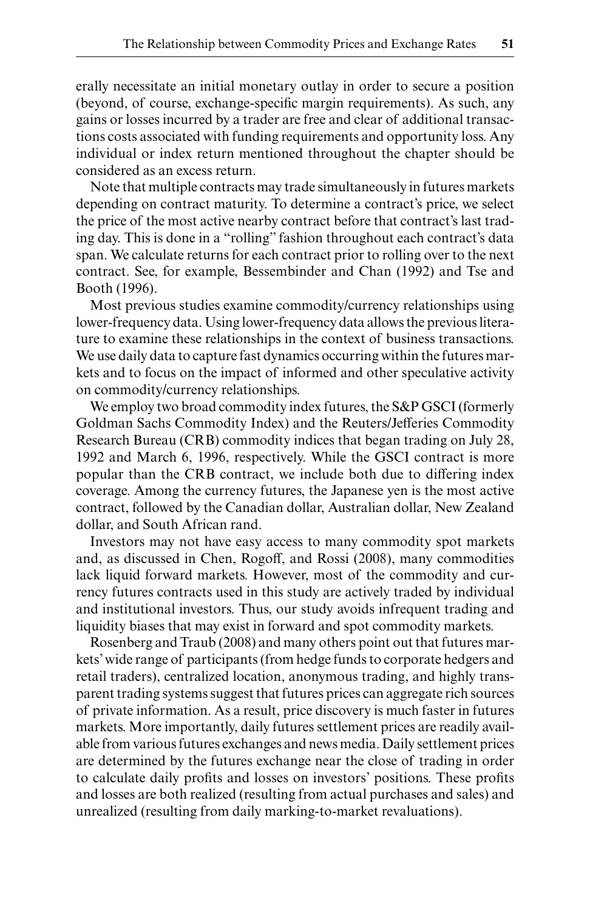erally necessitate an initial monetary outlay in order to secure a position (beyond, of course, exchange-specific margin requirements). As such, any gains or losses incurred by a trader are free and clear of additional transactions costs associated with funding requirements and opportunity loss. Any individual or index return mentioned throughout the chapter should be considered as an excess return.

Note that multiple contracts may trade simultaneously in futures markets depending on contract maturity. To determine a contract's price, we select the price of the most active nearby contract before that contract's last trading day. This is done in a "rolling" fashion throughout each contract's data span. We calculate returns for each contract prior to rolling over to the next contract. See, for example, Bessembinder and Chan (1992) and Tse and Booth (1996).

Most previous studies examine commodity/currency relationships using lower-frequency data. Using lower-frequency data allows the previous literature to examine these relationships in the context of business transactions. We use daily data to capture fast dynamics occurring within the futures markets and to focus on the impact of informed and other speculative activity on commodity/currency relationships.

We employ two broad commodity index futures, the S&P GSCI (formerly Goldman Sachs Commodity Index) and the Reuters/Jefferies Commodity Research Bureau (CRB) commodity indices that began trading on July 28, 1992 and March 6, 1996, respectively. While the GSCI contract is more popular than the CRB contract, we include both due to differing index coverage. Among the currency futures, the Japanese yen is the most active contract, followed by the Canadian dollar, Australian dollar, New Zealand dollar, and South African rand.

Investors may not have easy access to many commodity spot markets and, as discussed in Chen, Rogoff, and Rossi (2008), many commodities lack liquid forward markets. However, most of the commodity and currency futures contracts used in this study are actively traded by individual and institutional investors. Thus, our study avoids infrequent trading and liquidity biases that may exist in forward and spot commodity markets.

Rosenberg and Traub (2008) and many others point out that futures markets' wide range of participants (from hedge funds to corporate hedgers and retail traders), centralized location, anonymous trading, and highly transparent trading systems suggest that futures prices can aggregate rich sources of private information. As a result, price discovery is much faster in futures markets. More importantly, daily futures settlement prices are readily available from various futures exchanges and news media. Daily settlement prices are determined by the futures exchange near the close of trading in order to calculate daily profits and losses on investors' positions. These profits and losses are both realized (resulting from actual purchases and sales) and unrealized (resulting from daily marking-to-market revaluations).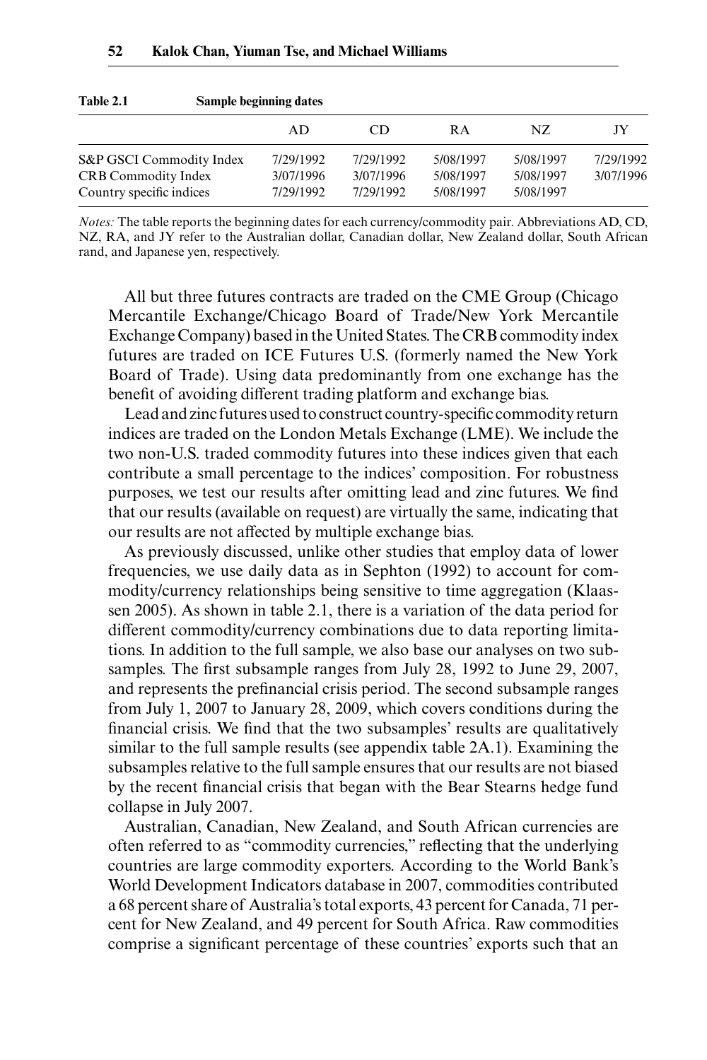Table 2.1 Sample beginning dates

| | AD | CD | RA | NZ | JY |
|---|---|---|---|---|---|
| S&P GSCI Commodity Index | 7/29/1992 | 7/29/1992 | 5/08/1997 | 5/08/1997 | 7/29/1992 |
| CRB Commodity Index | 3/07/1996 | 3/07/1996 | 5/08/1997 | 5/08/1997 | 3/07/1996 |
| Country specific indices | 7/29/1992 | 7/29/1992 | 5/08/1997 | 5/08/1997 | |

*Notes:* The table reports the beginning dates for each currency/commodity pair. Abbreviations AD, CD, NZ, RA, and JY refer to the Australian dollar, Canadian dollar, New Zealand dollar, South African rand, and Japanese yen, respectively.

All but three futures contracts are traded on the CME Group (Chicago Mercantile Exchange/Chicago Board of Trade/New York Mercantile Exchange Company) based in the United States. The CRB commodity index futures are traded on ICE Futures U.S. (formerly named the New York Board of Trade). Using data predominantly from one exchange has the benefit of avoiding different trading platform and exchange bias.

Lead and zinc futures used to construct country-specific commodity return indices are traded on the London Metals Exchange (LME). We include the two non-U.S. traded commodity futures into these indices given that each contribute a small percentage to the indices' composition. For robustness purposes, we test our results after omitting lead and zinc futures. We find that our results (available on request) are virtually the same, indicating that our results are not affected by multiple exchange bias.

As previously discussed, unlike other studies that employ data of lower frequencies, we use daily data as in Sephton (1992) to account for commodity/currency relationships being sensitive to time aggregation (Klaassen 2005). As shown in table 2.1, there is a variation of the data period for different commodity/currency combinations due to data reporting limitations. In addition to the full sample, we also base our analyses on two subsamples. The first subsample ranges from July 28, 1992 to June 29, 2007, and represents the prefinancial crisis period. The second subsample ranges from July 1, 2007 to January 28, 2009, which covers conditions during the financial crisis. We find that the two subsamples' results are qualitatively similar to the full sample results (see appendix table 2A.1). Examining the subsamples relative to the full sample ensures that our results are not biased by the recent financial crisis that began with the Bear Stearns hedge fund collapse in July 2007.

Australian, Canadian, New Zealand, and South African currencies are often referred to as "commodity currencies," reflecting that the underlying countries are large commodity exporters. According to the World Bank's World Development Indicators database in 2007, commodities contributed a 68 percent share of Australia's total exports, 43 percent for Canada, 71 percent for New Zealand, and 49 percent for South Africa. Raw commodities comprise a significant percentage of these countries' exports such that an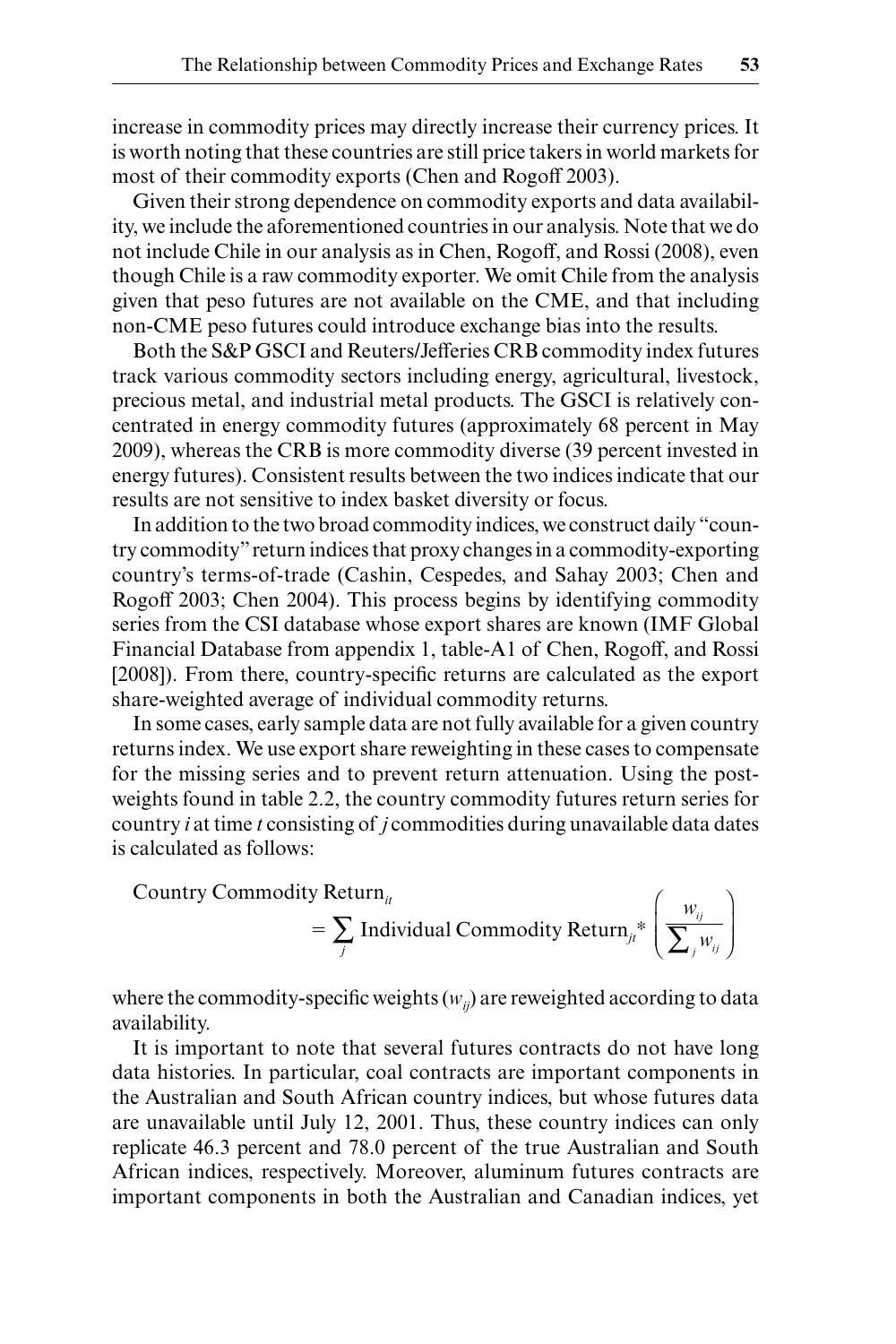increase in commodity prices may directly increase their currency prices. It is worth noting that these countries are still price takers in world markets for most of their commodity exports (Chen and Rogoff 2003).

Given their strong dependence on commodity exports and data availability, we include the aforementioned countries in our analysis. Note that we do not include Chile in our analysis as in Chen, Rogoff, and Rossi (2008), even though Chile is a raw commodity exporter. We omit Chile from the analysis given that peso futures are not available on the CME, and that including non-CME peso futures could introduce exchange bias into the results.

Both the S&P GSCI and Reuters/Jefferies CRB commodity index futures track various commodity sectors including energy, agricultural, livestock, precious metal, and industrial metal products. The GSCI is relatively concentrated in energy commodity futures (approximately 68 percent in May 2009), whereas the CRB is more commodity diverse (39 percent invested in energy futures). Consistent results between the two indices indicate that our results are not sensitive to index basket diversity or focus.

In addition to the two broad commodity indices, we construct daily "country commodity" return indices that proxy changes in a commodity-exporting country's terms-of-trade (Cashin, Cespedes, and Sahay 2003; Chen and Rogoff 2003; Chen 2004). This process begins by identifying commodity series from the CSI database whose export shares are known (IMF Global Financial Database from appendix 1, table-A1 of Chen, Rogoff, and Rossi [2008]). From there, country-specific returns are calculated as the export share-weighted average of individual commodity returns.

In some cases, early sample data are not fully available for a given country returns index. We use export share reweighting in these cases to compensate for the missing series and to prevent return attenuation. Using the post-weights found in table 2.2, the country commodity futures return series for country $i$ at time $t$ consisting of $j$ commodities during unavailable data dates is calculated as follows:

$$\text{Country Commodity Return}_{it} = \sum_{j} \text{Individual Commodity Return}_{jt} * \left( \frac{w_{ij}}{\sum_{j} w_{ij}} \right)$$

where the commodity-specific weights ($w_{ij}$) are reweighted according to data availability.

It is important to note that several futures contracts do not have long data histories. In particular, coal contracts are important components in the Australian and South African country indices, but whose futures data are unavailable until July 12, 2001. Thus, these country indices can only replicate 46.3 percent and 78.0 percent of the true Australian and South African indices, respectively. Moreover, aluminum futures contracts are important components in both the Australian and Canadian indices, yet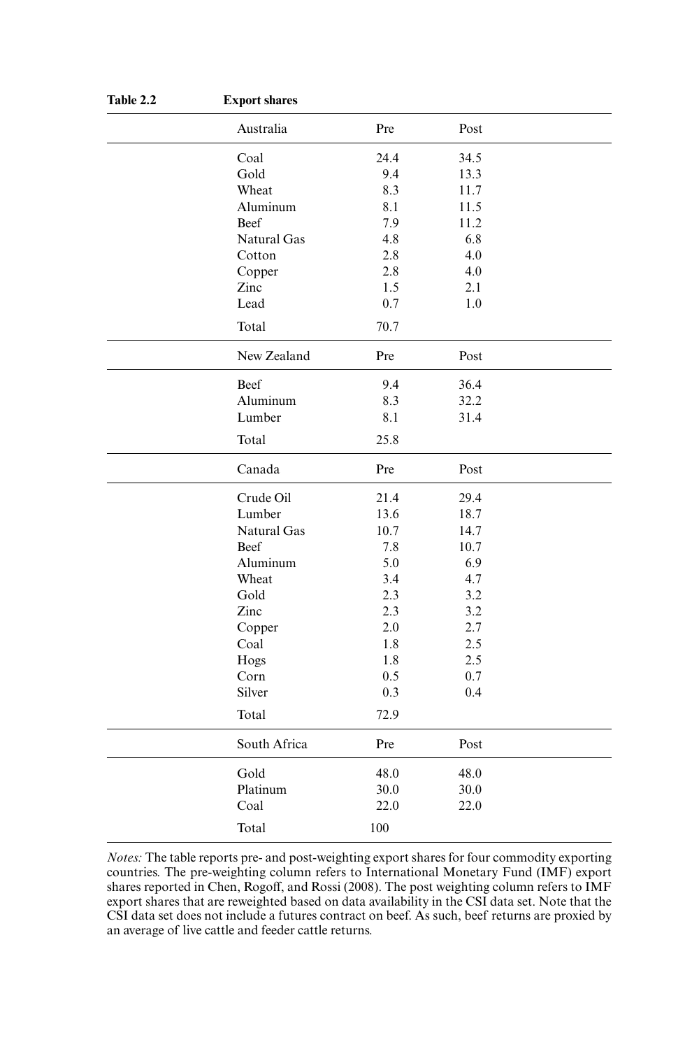**Table 2.2 Export shares**

| Australia | Pre | Post |
|---|---|---|
| Coal | 24.4 | 34.5 |
| Gold | 9.4 | 13.3 |
| Wheat | 8.3 | 11.7 |
| Aluminum | 8.1 | 11.5 |
| Beef | 7.9 | 11.2 |
| Natural Gas | 4.8 | 6.8 |
| Cotton | 2.8 | 4.0 |
| Copper | 2.8 | 4.0 |
| Zinc | 1.5 | 2.1 |
| Lead | 0.7 | 1.0 |
| Total | 70.7 | |
| **New Zealand** | **Pre** | **Post** |
| Beef | 9.4 | 36.4 |
| Aluminum | 8.3 | 32.2 |
| Lumber | 8.1 | 31.4 |
| Total | 25.8 | |
| **Canada** | **Pre** | **Post** |
| Crude Oil | 21.4 | 29.4 |
| Lumber | 13.6 | 18.7 |
| Natural Gas | 10.7 | 14.7 |
| Beef | 7.8 | 10.7 |
| Aluminum | 5.0 | 6.9 |
| Wheat | 3.4 | 4.7 |
| Gold | 2.3 | 3.2 |
| Zinc | 2.3 | 3.2 |
| Copper | 2.0 | 2.7 |
| Coal | 1.8 | 2.5 |
| Hogs | 1.8 | 2.5 |
| Corn | 0.5 | 0.7 |
| Silver | 0.3 | 0.4 |
| Total | 72.9 | |
| **South Africa** | **Pre** | **Post** |
| Gold | 48.0 | 48.0 |
| Platinum | 30.0 | 30.0 |
| Coal | 22.0 | 22.0 |
| Total | 100 | |

*Notes:* The table reports pre- and post-weighting export shares for four commodity exporting countries. The pre-weighting column refers to International Monetary Fund (IMF) export shares reported in Chen, Rogoff, and Rossi (2008). The post weighting column refers to IMF export shares that are reweighted based on data availability in the CSI data set. Note that the CSI data set does not include a futures contract on beef. As such, beef returns are proxied by an average of live cattle and feeder cattle returns.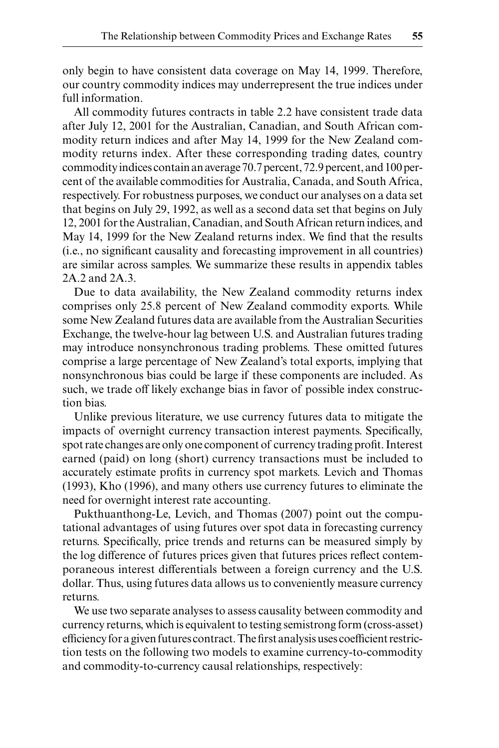only begin to have consistent data coverage on May 14, 1999. Therefore, our country commodity indices may underrepresent the true indices under full information.

All commodity futures contracts in table 2.2 have consistent trade data after July 12, 2001 for the Australian, Canadian, and South African commodity return indices and after May 14, 1999 for the New Zealand commodity returns index. After these corresponding trading dates, country commodity indices contain an average 70.7 percent, 72.9 percent, and 100 percent of the available commodities for Australia, Canada, and South Africa, respectively. For robustness purposes, we conduct our analyses on a data set that begins on July 29, 1992, as well as a second data set that begins on July 12, 2001 for the Australian, Canadian, and South African return indices, and May 14, 1999 for the New Zealand returns index. We find that the results (i.e., no significant causality and forecasting improvement in all countries) are similar across samples. We summarize these results in appendix tables 2A.2 and 2A.3.

Due to data availability, the New Zealand commodity returns index comprises only 25.8 percent of New Zealand commodity exports. While some New Zealand futures data are available from the Australian Securities Exchange, the twelve-hour lag between U.S. and Australian futures trading may introduce nonsynchronous trading problems. These omitted futures comprise a large percentage of New Zealand's total exports, implying that nonsynchronous bias could be large if these components are included. As such, we trade off likely exchange bias in favor of possible index construction bias.

Unlike previous literature, we use currency futures data to mitigate the impacts of overnight currency transaction interest payments. Specifically, spot rate changes are only one component of currency trading profit. Interest earned (paid) on long (short) currency transactions must be included to accurately estimate profits in currency spot markets. Levich and Thomas (1993), Kho (1996), and many others use currency futures to eliminate the need for overnight interest rate accounting.

Pukthuanthong-Le, Levich, and Thomas (2007) point out the computational advantages of using futures over spot data in forecasting currency returns. Specifically, price trends and returns can be measured simply by the log difference of futures prices given that futures prices reflect contemporaneous interest differentials between a foreign currency and the U.S. dollar. Thus, using futures data allows us to conveniently measure currency returns.

We use two separate analyses to assess causality between commodity and currency returns, which is equivalent to testing semistrong form (cross-asset) efficiency for a given futures contract. The first analysis uses coefficient restriction tests on the following two models to examine currency-to-commodity and commodity-to-currency causal relationships, respectively: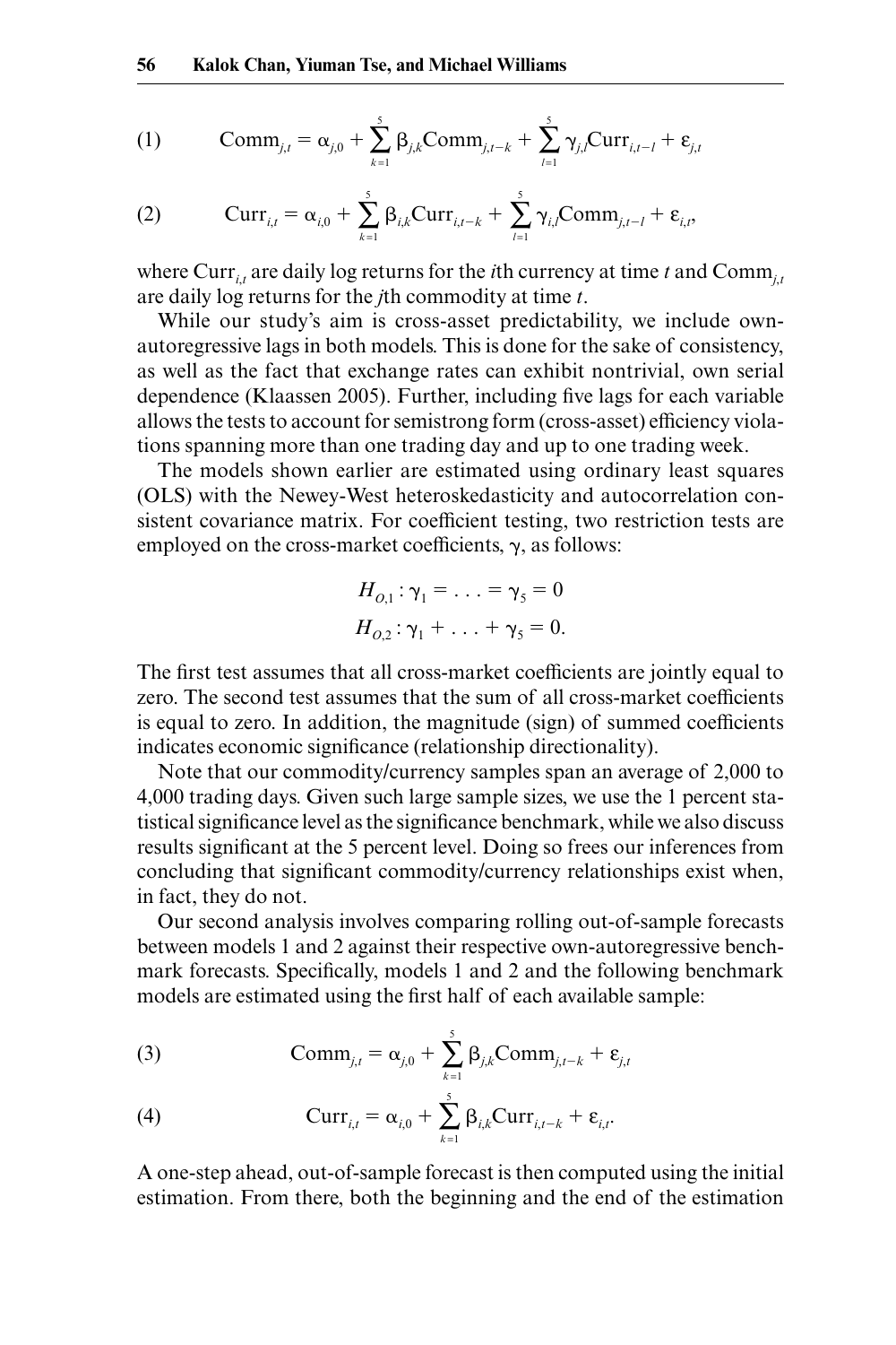$$\text{(1)} \qquad \text{Comm}_{j,t} = \alpha_{j,0} + \sum_{k=1}^{5} \beta_{j,k}\text{Comm}_{j,t-k} + \sum_{l=1}^{5} \gamma_{j,l}\text{Curr}_{i,t-l} + \varepsilon_{j,t}$$

$$\text{(2)} \qquad \text{Curr}_{i,t} = \alpha_{i,0} + \sum_{k=1}^{5} \beta_{i,k}\text{Curr}_{i,t-k} + \sum_{l=1}^{5} \gamma_{i,l}\text{Comm}_{j,t-l} + \varepsilon_{i,t},$$

where $\text{Curr}_{i,t}$ are daily log returns for the $i$th currency at time $t$ and $\text{Comm}_{j,t}$ are daily log returns for the $j$th commodity at time $t$.

While our study's aim is cross-asset predictability, we include own-autoregressive lags in both models. This is done for the sake of consistency, as well as the fact that exchange rates can exhibit nontrivial, own serial dependence (Klaassen 2005). Further, including five lags for each variable allows the tests to account for semistrong form (cross-asset) efficiency violations spanning more than one trading day and up to one trading week.

The models shown earlier are estimated using ordinary least squares (OLS) with the Newey-West heteroskedasticity and autocorrelation consistent covariance matrix. For coefficient testing, two restriction tests are employed on the cross-market coefficients, $\gamma$, as follows:

$$H_{O,1} : \gamma_1 = \ldots = \gamma_5 = 0$$

$$H_{O,2} : \gamma_1 + \ldots + \gamma_5 = 0.$$

The first test assumes that all cross-market coefficients are jointly equal to zero. The second test assumes that the sum of all cross-market coefficients is equal to zero. In addition, the magnitude (sign) of summed coefficients indicates economic significance (relationship directionality).

Note that our commodity/currency samples span an average of 2,000 to 4,000 trading days. Given such large sample sizes, we use the 1 percent statistical significance level as the significance benchmark, while we also discuss results significant at the 5 percent level. Doing so frees our inferences from concluding that significant commodity/currency relationships exist when, in fact, they do not.

Our second analysis involves comparing rolling out-of-sample forecasts between models 1 and 2 against their respective own-autoregressive benchmark forecasts. Specifically, models 1 and 2 and the following benchmark models are estimated using the first half of each available sample:

$$\text{(3)} \qquad \text{Comm}_{j,t} = \alpha_{j,0} + \sum_{k=1}^{5} \beta_{j,k}\text{Comm}_{j,t-k} + \varepsilon_{j,t}$$

$$\text{(4)} \qquad \text{Curr}_{i,t} = \alpha_{i,0} + \sum_{k=1}^{5} \beta_{i,k}\text{Curr}_{i,t-k} + \varepsilon_{i,t}.$$

A one-step ahead, out-of-sample forecast is then computed using the initial estimation. From there, both the beginning and the end of the estimation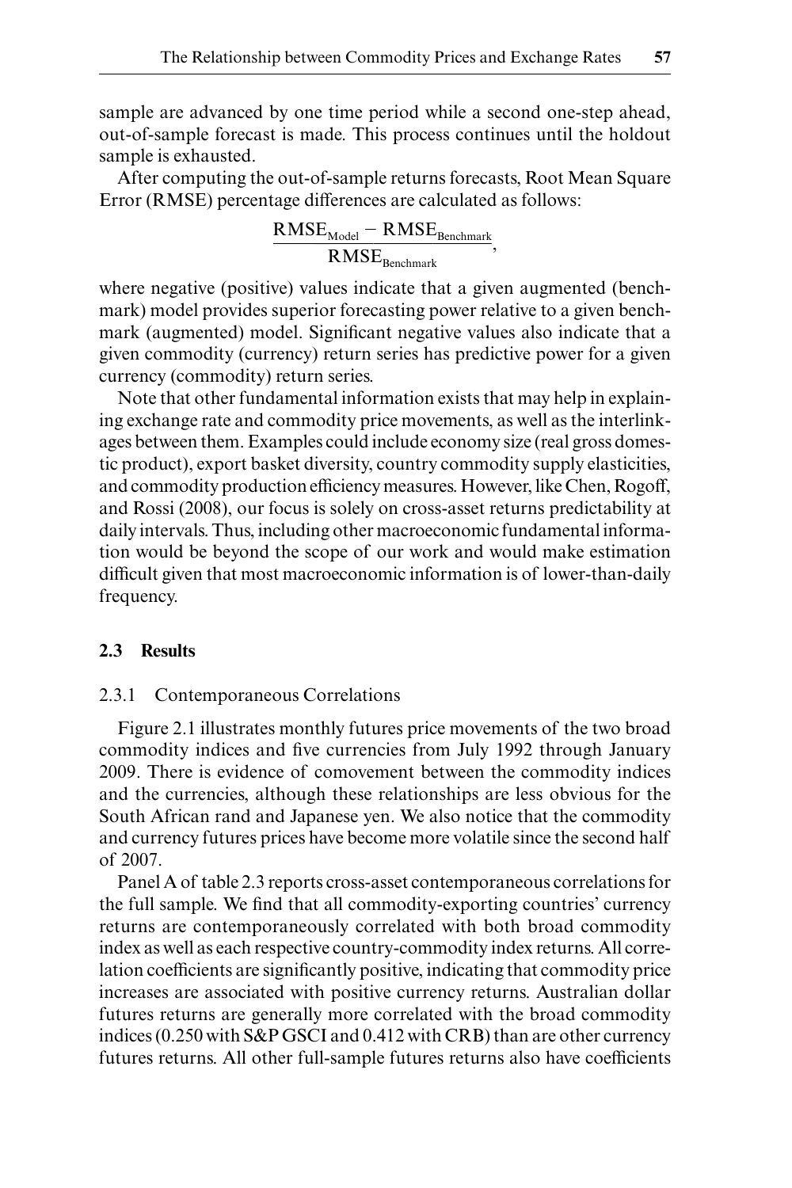sample are advanced by one time period while a second one-step ahead, out-of-sample forecast is made. This process continues until the holdout sample is exhausted.

After computing the out-of-sample returns forecasts, Root Mean Square Error (RMSE) percentage differences are calculated as follows:

$$\frac{\text{RMSE}_{\text{Model}} - \text{RMSE}_{\text{Benchmark}}}{\text{RMSE}_{\text{Benchmark}}},$$

where negative (positive) values indicate that a given augmented (benchmark) model provides superior forecasting power relative to a given benchmark (augmented) model. Significant negative values also indicate that a given commodity (currency) return series has predictive power for a given currency (commodity) return series.

Note that other fundamental information exists that may help in explaining exchange rate and commodity price movements, as well as the interlinkages between them. Examples could include economy size (real gross domestic product), export basket diversity, country commodity supply elasticities, and commodity production efficiency measures. However, like Chen, Rogoff, and Rossi (2008), our focus is solely on cross-asset returns predictability at daily intervals. Thus, including other macroeconomic fundamental information would be beyond the scope of our work and would make estimation difficult given that most macroeconomic information is of lower-than-daily frequency.

## 2.3 Results

### 2.3.1 Contemporaneous Correlations

Figure 2.1 illustrates monthly futures price movements of the two broad commodity indices and five currencies from July 1992 through January 2009. There is evidence of comovement between the commodity indices and the currencies, although these relationships are less obvious for the South African rand and Japanese yen. We also notice that the commodity and currency futures prices have become more volatile since the second half of 2007.

Panel A of table 2.3 reports cross-asset contemporaneous correlations for the full sample. We find that all commodity-exporting countries' currency returns are contemporaneously correlated with both broad commodity index as well as each respective country-commodity index returns. All correlation coefficients are significantly positive, indicating that commodity price increases are associated with positive currency returns. Australian dollar futures returns are generally more correlated with the broad commodity indices (0.250 with S&P GSCI and 0.412 with CRB) than are other currency futures returns. All other full-sample futures returns also have coefficients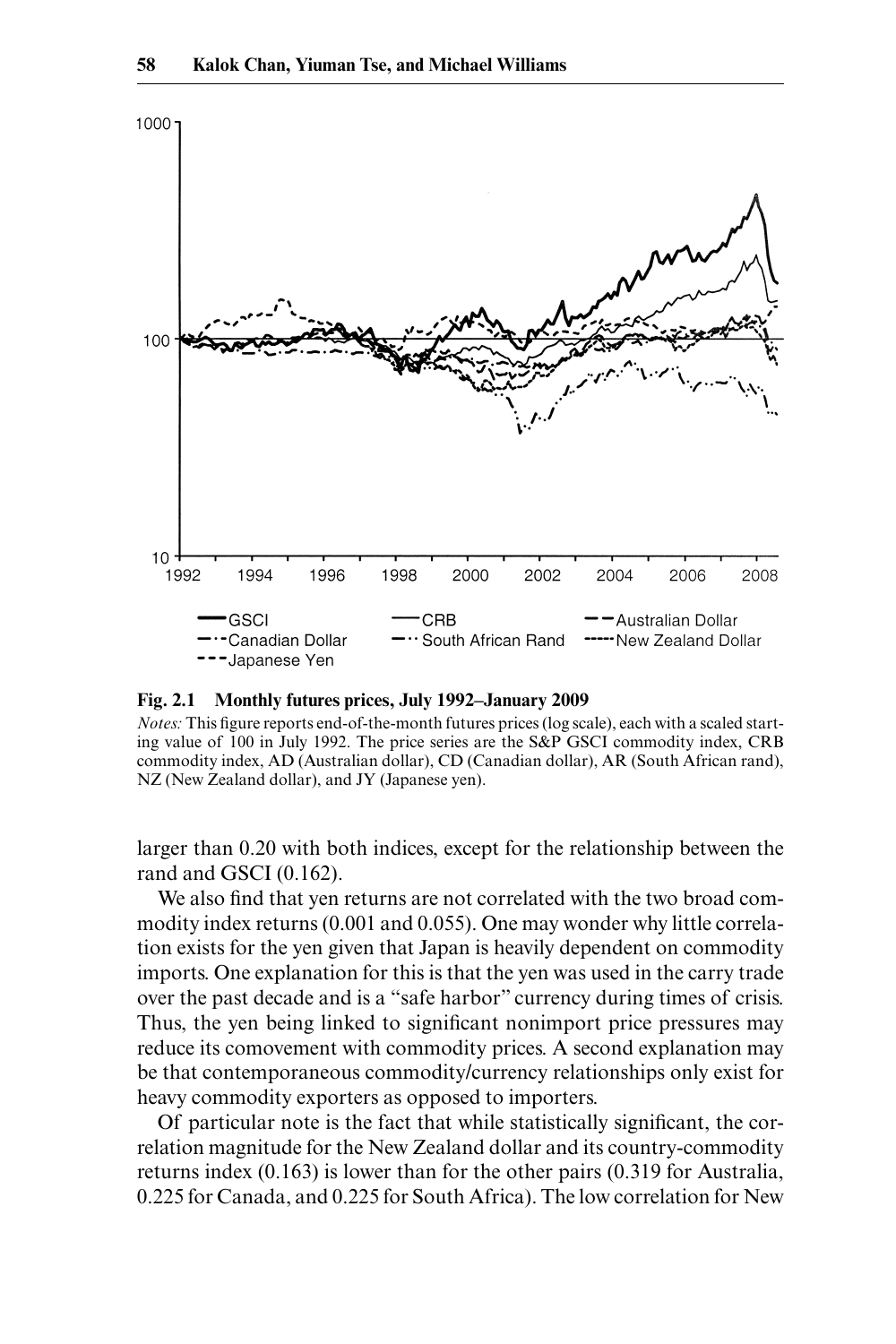**Fig. 2.1 Monthly futures prices, July 1992–January 2009**

*Notes:* This figure reports end-of-the-month futures prices (log scale), each with a scaled starting value of 100 in July 1992. The price series are the S&P GSCI commodity index, CRB commodity index, AD (Australian dollar), CD (Canadian dollar), AR (South African rand), NZ (New Zealand dollar), and JY (Japanese yen).

larger than 0.20 with both indices, except for the relationship between the rand and GSCI (0.162).

We also find that yen returns are not correlated with the two broad commodity index returns (0.001 and 0.055). One may wonder why little correlation exists for the yen given that Japan is heavily dependent on commodity imports. One explanation for this is that the yen was used in the carry trade over the past decade and is a "safe harbor" currency during times of crisis. Thus, the yen being linked to significant nonimport price pressures may reduce its comovement with commodity prices. A second explanation may be that contemporaneous commodity/currency relationships only exist for heavy commodity exporters as opposed to importers.

Of particular note is the fact that while statistically significant, the correlation magnitude for the New Zealand dollar and its country-commodity returns index (0.163) is lower than for the other pairs (0.319 for Australia, 0.225 for Canada, and 0.225 for South Africa). The low correlation for New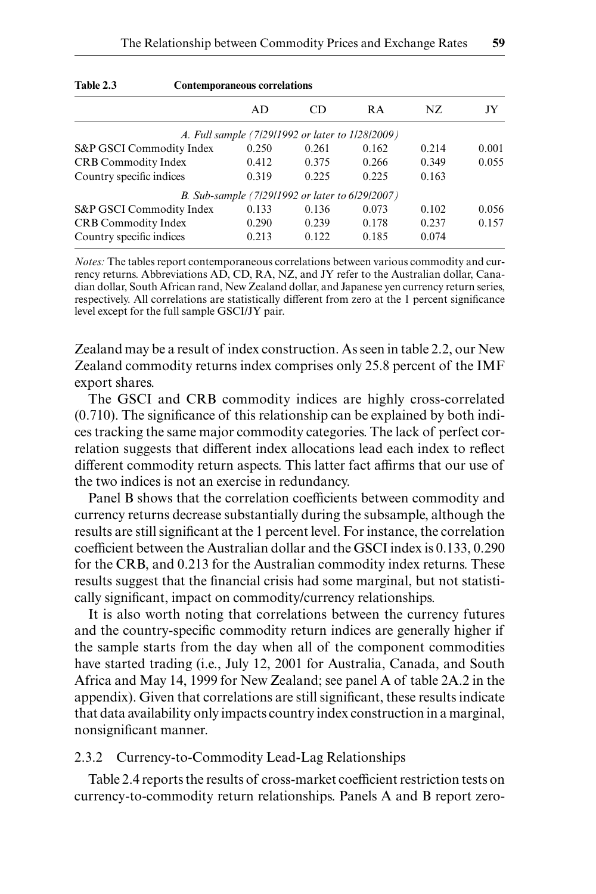**Table 2.3 Contemporaneous correlations**

| | AD | CD | RA | NZ | JY |
|---|---|---|---|---|---|
| *A. Full sample (7/29/1992 or later to 1/28/2009)* | | | | | |
| S&P GSCI Commodity Index | 0.250 | 0.261 | 0.162 | 0.214 | 0.001 |
| CRB Commodity Index | 0.412 | 0.375 | 0.266 | 0.349 | 0.055 |
| Country specific indices | 0.319 | 0.225 | 0.225 | 0.163 | |
| *B. Sub-sample (7/29/1992 or later to 6/29/2007)* | | | | | |
| S&P GSCI Commodity Index | 0.133 | 0.136 | 0.073 | 0.102 | 0.056 |
| CRB Commodity Index | 0.290 | 0.239 | 0.178 | 0.237 | 0.157 |
| Country specific indices | 0.213 | 0.122 | 0.185 | 0.074 | |

*Notes:* The tables report contemporaneous correlations between various commodity and currency returns. Abbreviations AD, CD, RA, NZ, and JY refer to the Australian dollar, Canadian dollar, South African rand, New Zealand dollar, and Japanese yen currency return series, respectively. All correlations are statistically different from zero at the 1 percent significance level except for the full sample GSCI/JY pair.

Zealand may be a result of index construction. As seen in table 2.2, our New Zealand commodity returns index comprises only 25.8 percent of the IMF export shares.

The GSCI and CRB commodity indices are highly cross-correlated (0.710). The significance of this relationship can be explained by both indices tracking the same major commodity categories. The lack of perfect correlation suggests that different index allocations lead each index to reflect different commodity return aspects. This latter fact affirms that our use of the two indices is not an exercise in redundancy.

Panel B shows that the correlation coefficients between commodity and currency returns decrease substantially during the subsample, although the results are still significant at the 1 percent level. For instance, the correlation coefficient between the Australian dollar and the GSCI index is 0.133, 0.290 for the CRB, and 0.213 for the Australian commodity index returns. These results suggest that the financial crisis had some marginal, but not statistically significant, impact on commodity/currency relationships.

It is also worth noting that correlations between the currency futures and the country-specific commodity return indices are generally higher if the sample starts from the day when all of the component commodities have started trading (i.e., July 12, 2001 for Australia, Canada, and South Africa and May 14, 1999 for New Zealand; see panel A of table 2A.2 in the appendix). Given that correlations are still significant, these results indicate that data availability only impacts country index construction in a marginal, nonsignificant manner.

### 2.3.2 Currency-to-Commodity Lead-Lag Relationships

Table 2.4 reports the results of cross-market coefficient restriction tests on currency-to-commodity return relationships. Panels A and B report zero-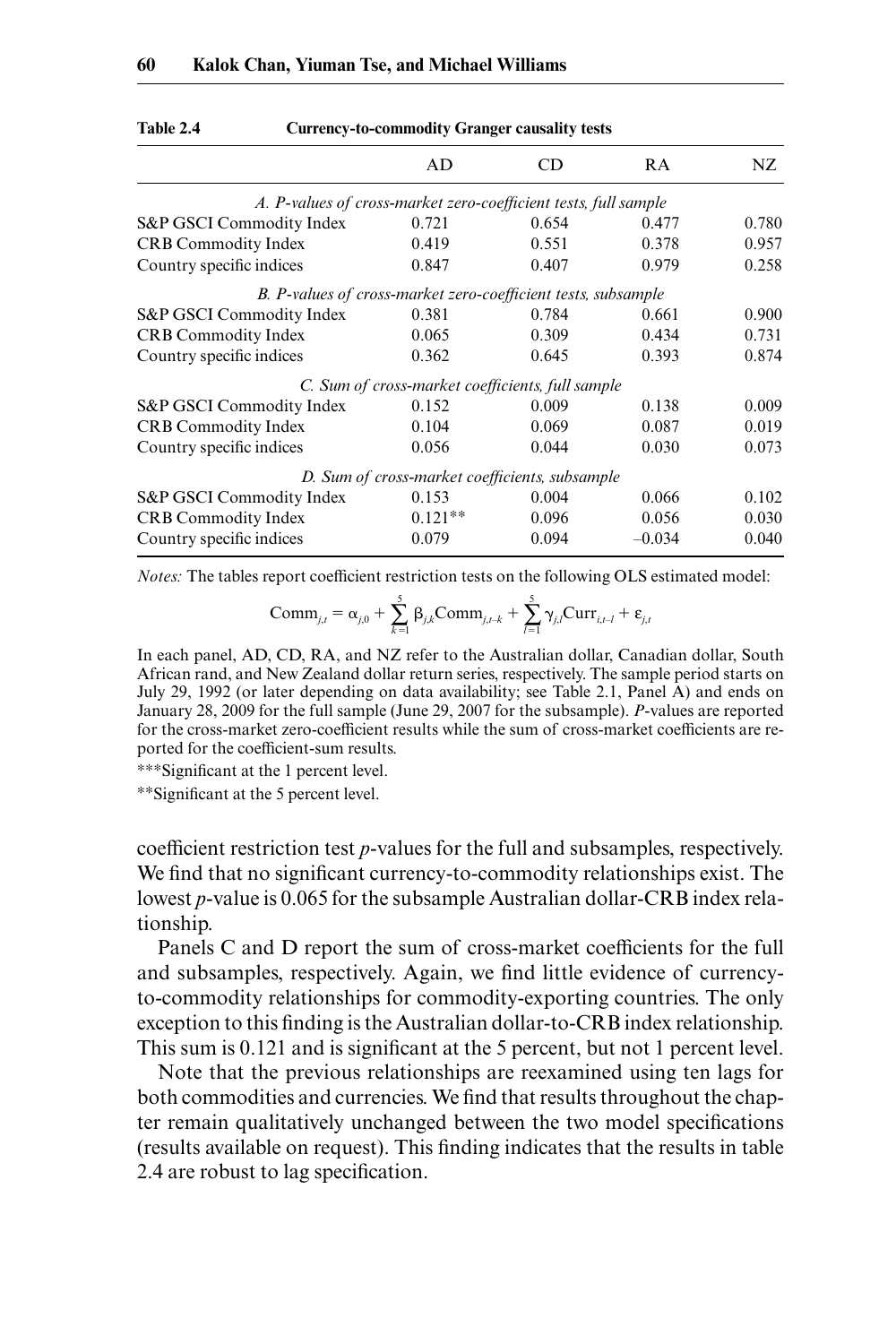**Table 2.4 Currency-to-commodity Granger causality tests**

| | AD | CD | RA | NZ |
|---|---|---|---|---|
| *A. P-values of cross-market zero-coefficient tests, full sample* | | | | |
| S&P GSCI Commodity Index | 0.721 | 0.654 | 0.477 | 0.780 |
| CRB Commodity Index | 0.419 | 0.551 | 0.378 | 0.957 |
| Country specific indices | 0.847 | 0.407 | 0.979 | 0.258 |
| *B. P-values of cross-market zero-coefficient tests, subsample* | | | | |
| S&P GSCI Commodity Index | 0.381 | 0.784 | 0.661 | 0.900 |
| CRB Commodity Index | 0.065 | 0.309 | 0.434 | 0.731 |
| Country specific indices | 0.362 | 0.645 | 0.393 | 0.874 |
| *C. Sum of cross-market coefficients, full sample* | | | | |
| S&P GSCI Commodity Index | 0.152 | 0.009 | 0.138 | 0.009 |
| CRB Commodity Index | 0.104 | 0.069 | 0.087 | 0.019 |
| Country specific indices | 0.056 | 0.044 | 0.030 | 0.073 |
| *D. Sum of cross-market coefficients, subsample* | | | | |
| S&P GSCI Commodity Index | 0.153 | 0.004 | 0.066 | 0.102 |
| CRB Commodity Index | 0.121** | 0.096 | 0.056 | 0.030 |
| Country specific indices | 0.079 | 0.094 | –0.034 | 0.040 |

*Notes:* The tables report coefficient restriction tests on the following OLS estimated model:

$$\text{Comm}_{j,t} = \alpha_{j,0} + \sum_{k=1}^{5} \beta_{j,k}\text{Comm}_{j,t-k} + \sum_{l=1}^{5} \gamma_{j,l}\text{Curr}_{i,t-l} + \varepsilon_{j,t}$$

In each panel, AD, CD, RA, and NZ refer to the Australian dollar, Canadian dollar, South African rand, and New Zealand dollar return series, respectively. The sample period starts on July 29, 1992 (or later depending on data availability; see Table 2.1, Panel A) and ends on January 28, 2009 for the full sample (June 29, 2007 for the subsample). *P*-values are reported for the cross-market zero-coefficient results while the sum of cross-market coefficients are reported for the coefficient-sum results.

***Significant at the 1 percent level.

**Significant at the 5 percent level.

coefficient restriction test *p*-values for the full and subsamples, respectively. We find that no significant currency-to-commodity relationships exist. The lowest *p*-value is 0.065 for the subsample Australian dollar-CRB index relationship.

Panels C and D report the sum of cross-market coefficients for the full and subsamples, respectively. Again, we find little evidence of currency-to-commodity relationships for commodity-exporting countries. The only exception to this finding is the Australian dollar-to-CRB index relationship. This sum is 0.121 and is significant at the 5 percent, but not 1 percent level.

Note that the previous relationships are reexamined using ten lags for both commodities and currencies. We find that results throughout the chapter remain qualitatively unchanged between the two model specifications (results available on request). This finding indicates that the results in table 2.4 are robust to lag specification.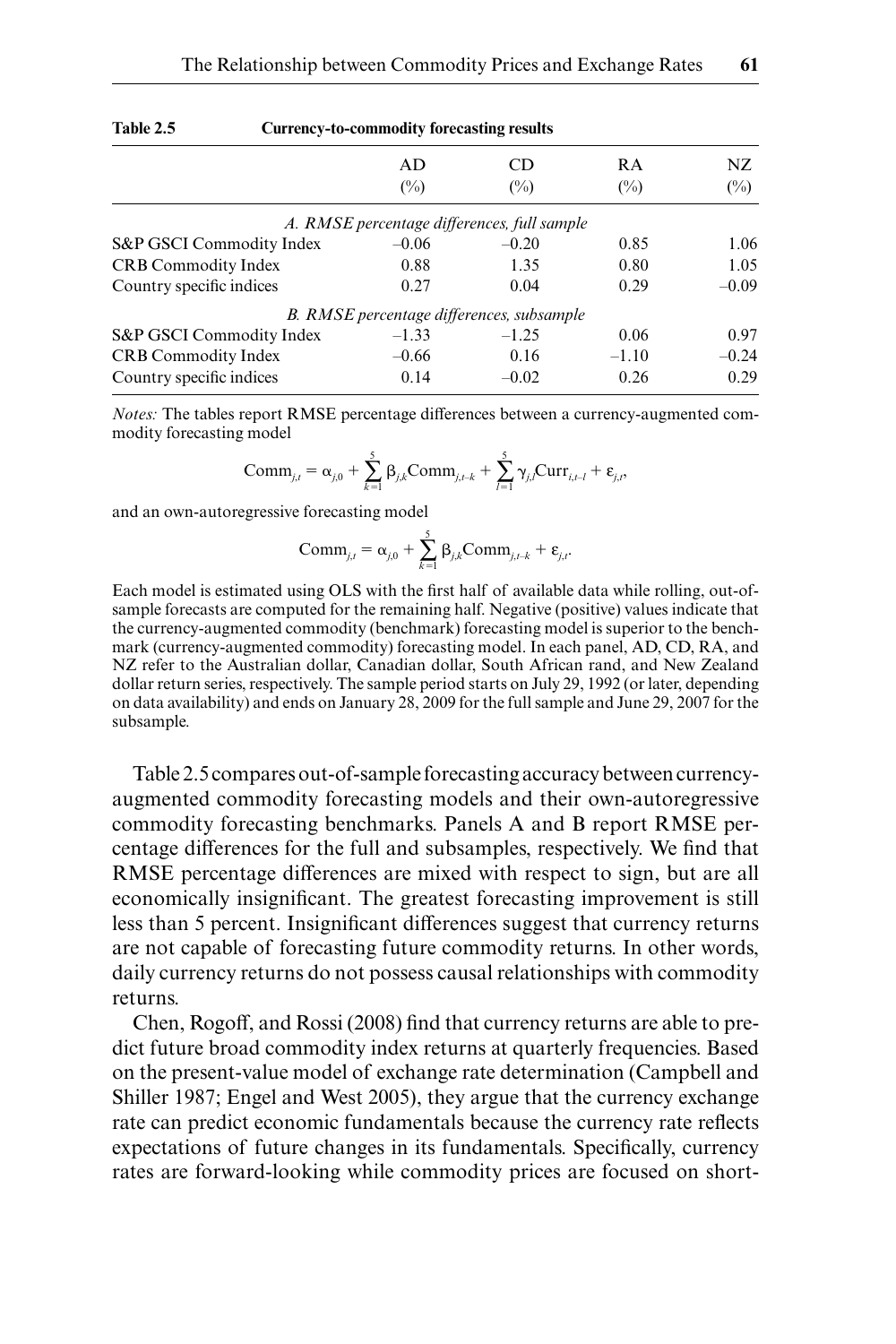**Table 2.5 Currency-to-commodity forecasting results**

| | AD (%) | CD (%) | RA (%) | NZ (%) |
|---|---|---|---|---|
| *A. RMSE percentage differences, full sample* | | | | |
| S&P GSCI Commodity Index | –0.06 | –0.20 | 0.85 | 1.06 |
| CRB Commodity Index | 0.88 | 1.35 | 0.80 | 1.05 |
| Country specific indices | 0.27 | 0.04 | 0.29 | –0.09 |
| *B. RMSE percentage differences, subsample* | | | | |
| S&P GSCI Commodity Index | –1.33 | –1.25 | 0.06 | 0.97 |
| CRB Commodity Index | –0.66 | 0.16 | –1.10 | –0.24 |
| Country specific indices | 0.14 | –0.02 | 0.26 | 0.29 |

*Notes:* The tables report RMSE percentage differences between a currency-augmented commodity forecasting model

$$\text{Comm}_{j,t} = \alpha_{j,0} + \sum_{k=1}^{5} \beta_{j,k}\text{Comm}_{j,t-k} + \sum_{l=1}^{5} \gamma_{j,l}\text{Curr}_{i,t-l} + \varepsilon_{j,t},$$

and an own-autoregressive forecasting model

$$\text{Comm}_{j,t} = \alpha_{j,0} + \sum_{k=1}^{5} \beta_{j,k}\text{Comm}_{j,t-k} + \varepsilon_{j,t}.$$

Each model is estimated using OLS with the first half of available data while rolling, out-of-sample forecasts are computed for the remaining half. Negative (positive) values indicate that the currency-augmented commodity (benchmark) forecasting model is superior to the benchmark (currency-augmented commodity) forecasting model. In each panel, AD, CD, RA, and NZ refer to the Australian dollar, Canadian dollar, South African rand, and New Zealand dollar return series, respectively. The sample period starts on July 29, 1992 (or later, depending on data availability) and ends on January 28, 2009 for the full sample and June 29, 2007 for the subsample.

Table 2.5 compares out-of-sample forecasting accuracy between currency-augmented commodity forecasting models and their own-autoregressive commodity forecasting benchmarks. Panels A and B report RMSE percentage differences for the full and subsamples, respectively. We find that RMSE percentage differences are mixed with respect to sign, but are all economically insignificant. The greatest forecasting improvement is still less than 5 percent. Insignificant differences suggest that currency returns are not capable of forecasting future commodity returns. In other words, daily currency returns do not possess causal relationships with commodity returns.

Chen, Rogoff, and Rossi (2008) find that currency returns are able to predict future broad commodity index returns at quarterly frequencies. Based on the present-value model of exchange rate determination (Campbell and Shiller 1987; Engel and West 2005), they argue that the currency exchange rate can predict economic fundamentals because the currency rate reflects expectations of future changes in its fundamentals. Specifically, currency rates are forward-looking while commodity prices are focused on short-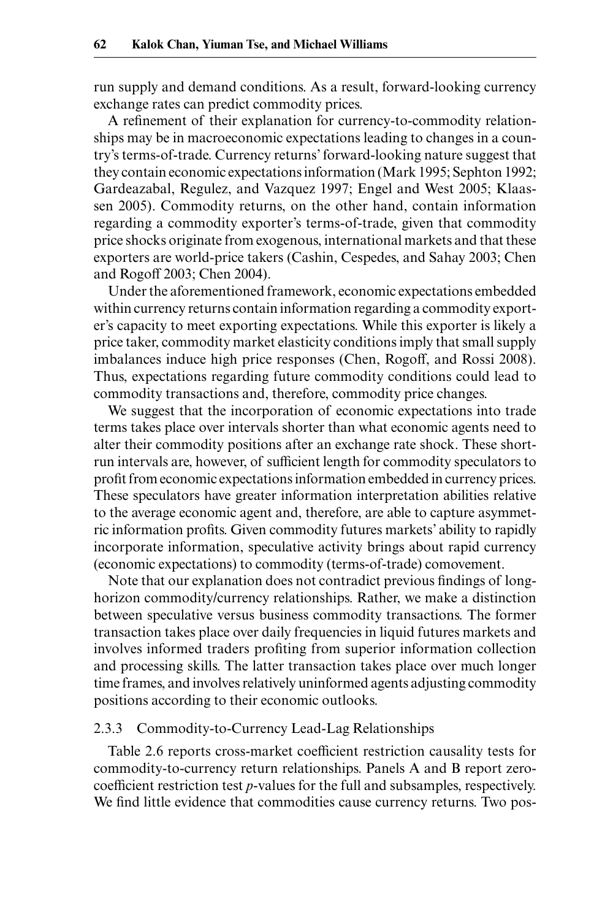run supply and demand conditions. As a result, forward-looking currency exchange rates can predict commodity prices.

A refinement of their explanation for currency-to-commodity relationships may be in macroeconomic expectations leading to changes in a country's terms-of-trade. Currency returns' forward-looking nature suggest that they contain economic expectations information (Mark 1995; Sephton 1992; Gardeazabal, Regulez, and Vazquez 1997; Engel and West 2005; Klaassen 2005). Commodity returns, on the other hand, contain information regarding a commodity exporter's terms-of-trade, given that commodity price shocks originate from exogenous, international markets and that these exporters are world-price takers (Cashin, Cespedes, and Sahay 2003; Chen and Rogoff 2003; Chen 2004).

Under the aforementioned framework, economic expectations embedded within currency returns contain information regarding a commodity exporter's capacity to meet exporting expectations. While this exporter is likely a price taker, commodity market elasticity conditions imply that small supply imbalances induce high price responses (Chen, Rogoff, and Rossi 2008). Thus, expectations regarding future commodity conditions could lead to commodity transactions and, therefore, commodity price changes.

We suggest that the incorporation of economic expectations into trade terms takes place over intervals shorter than what economic agents need to alter their commodity positions after an exchange rate shock. These short-run intervals are, however, of sufficient length for commodity speculators to profit from economic expectations information embedded in currency prices. These speculators have greater information interpretation abilities relative to the average economic agent and, therefore, are able to capture asymmetric information profits. Given commodity futures markets' ability to rapidly incorporate information, speculative activity brings about rapid currency (economic expectations) to commodity (terms-of-trade) comovement.

Note that our explanation does not contradict previous findings of long-horizon commodity/currency relationships. Rather, we make a distinction between speculative versus business commodity transactions. The former transaction takes place over daily frequencies in liquid futures markets and involves informed traders profiting from superior information collection and processing skills. The latter transaction takes place over much longer time frames, and involves relatively uninformed agents adjusting commodity positions according to their economic outlooks.

### 2.3.3 Commodity-to-Currency Lead-Lag Relationships

Table 2.6 reports cross-market coefficient restriction causality tests for commodity-to-currency return relationships. Panels A and B report zero-coefficient restriction test *p*-values for the full and subsamples, respectively. We find little evidence that commodities cause currency returns. Two pos-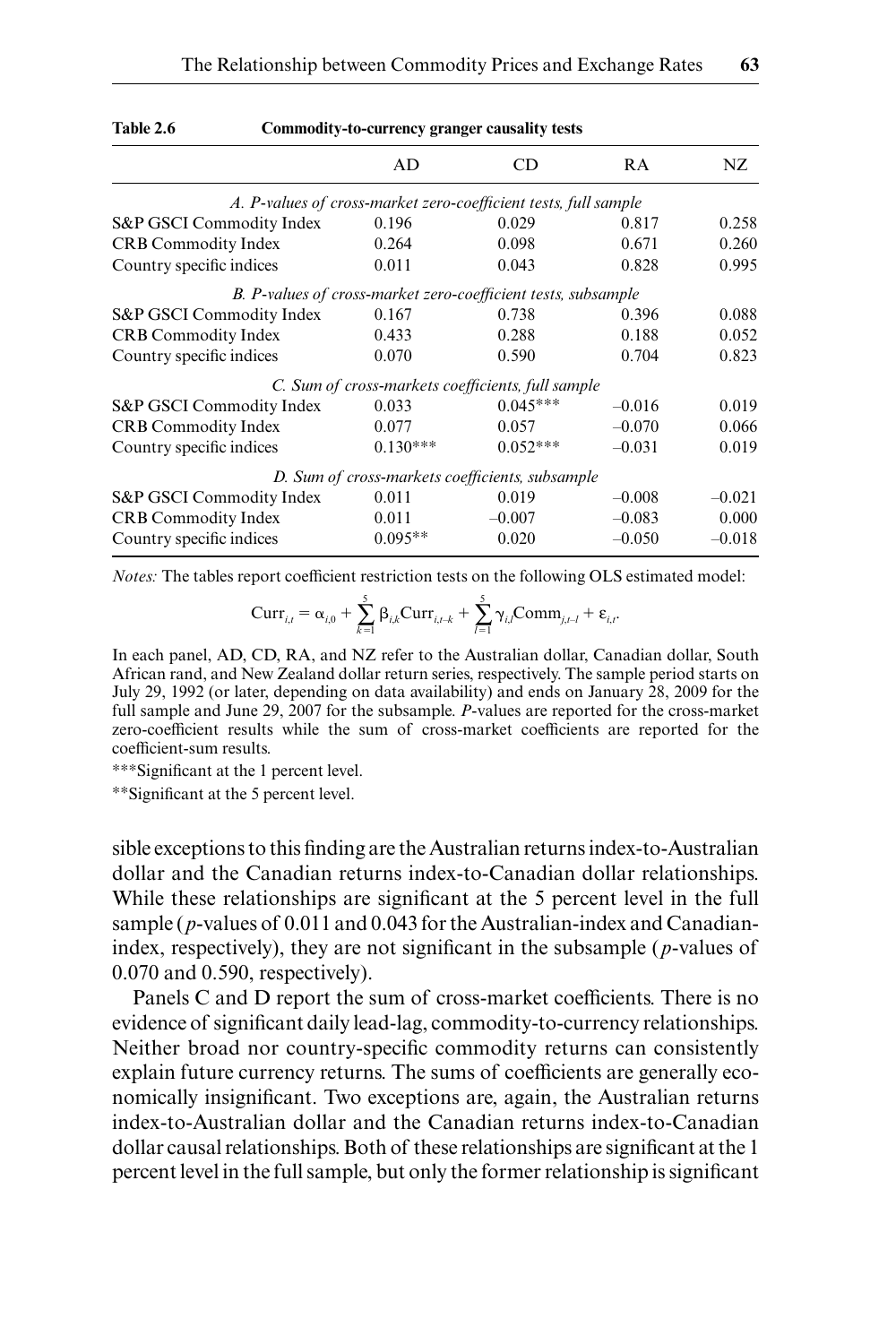**Table 2.6 Commodity-to-currency granger causality tests**

| | AD | CD | RA | NZ |
|---|---|---|---|---|
| *A. P-values of cross-market zero-coefficient tests, full sample* | | | | |
| S&P GSCI Commodity Index | 0.196 | 0.029 | 0.817 | 0.258 |
| CRB Commodity Index | 0.264 | 0.098 | 0.671 | 0.260 |
| Country specific indices | 0.011 | 0.043 | 0.828 | 0.995 |
| *B. P-values of cross-market zero-coefficient tests, subsample* | | | | |
| S&P GSCI Commodity Index | 0.167 | 0.738 | 0.396 | 0.088 |
| CRB Commodity Index | 0.433 | 0.288 | 0.188 | 0.052 |
| Country specific indices | 0.070 | 0.590 | 0.704 | 0.823 |
| *C. Sum of cross-markets coefficients, full sample* | | | | |
| S&P GSCI Commodity Index | 0.033 | 0.045*** | –0.016 | 0.019 |
| CRB Commodity Index | 0.077 | 0.057 | –0.070 | 0.066 |
| Country specific indices | 0.130*** | 0.052*** | –0.031 | 0.019 |
| *D. Sum of cross-markets coefficients, subsample* | | | | |
| S&P GSCI Commodity Index | 0.011 | 0.019 | –0.008 | –0.021 |
| CRB Commodity Index | 0.011 | –0.007 | –0.083 | 0.000 |
| Country specific indices | 0.095** | 0.020 | –0.050 | –0.018 |

*Notes:* The tables report coefficient restriction tests on the following OLS estimated model:

$$\text{Curr}_{i,t} = \alpha_{i,0} + \sum_{k=1}^{5} \beta_{i,k}\text{Curr}_{i,t-k} + \sum_{l=1}^{5} \gamma_{i,l}\text{Comm}_{j,t-l} + \varepsilon_{i,t}.$$

In each panel, AD, CD, RA, and NZ refer to the Australian dollar, Canadian dollar, South African rand, and New Zealand dollar return series, respectively. The sample period starts on July 29, 1992 (or later, depending on data availability) and ends on January 28, 2009 for the full sample and June 29, 2007 for the subsample. *P*-values are reported for the cross-market zero-coefficient results while the sum of cross-market coefficients are reported for the coefficient-sum results.

***Significant at the 1 percent level.

**Significant at the 5 percent level.

sible exceptions to this finding are the Australian returns index-to-Australian dollar and the Canadian returns index-to-Canadian dollar relationships. While these relationships are significant at the 5 percent level in the full sample (*p*-values of 0.011 and 0.043 for the Australian-index and Canadian-index, respectively), they are not significant in the subsample (*p*-values of 0.070 and 0.590, respectively).

Panels C and D report the sum of cross-market coefficients. There is no evidence of significant daily lead-lag, commodity-to-currency relationships. Neither broad nor country-specific commodity returns can consistently explain future currency returns. The sums of coefficients are generally economically insignificant. Two exceptions are, again, the Australian returns index-to-Australian dollar and the Canadian returns index-to-Canadian dollar causal relationships. Both of these relationships are significant at the 1 percent level in the full sample, but only the former relationship is significant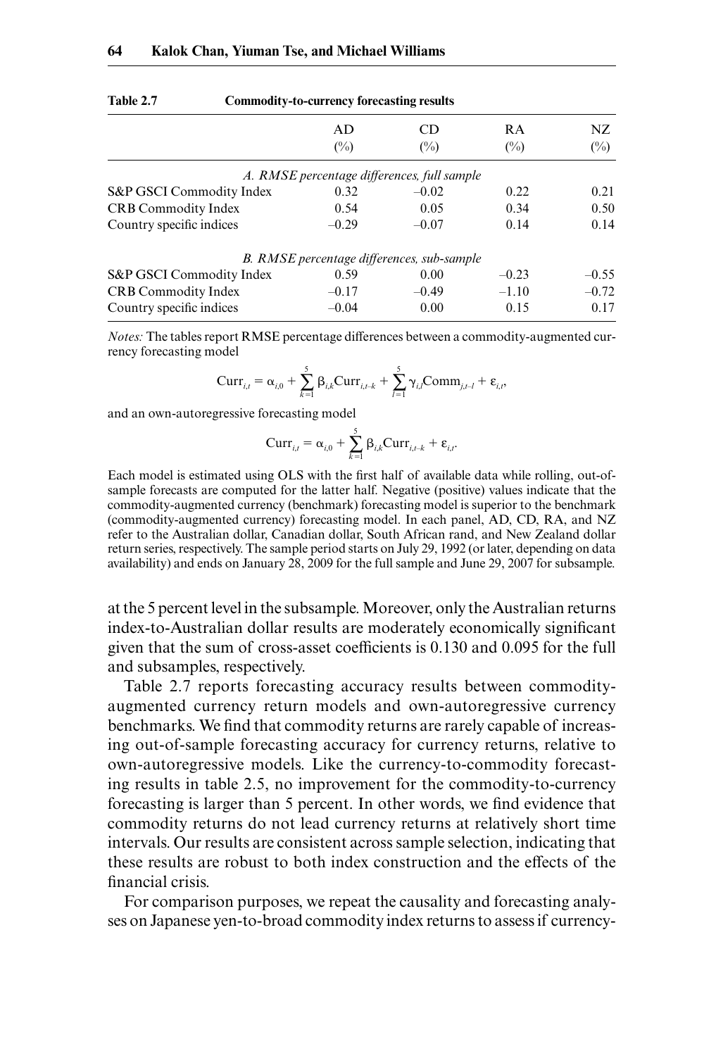**Table 2.7 Commodity-to-currency forecasting results**

| | AD (%) | CD (%) | RA (%) | NZ (%) |
|---|---|---|---|---|
| *A. RMSE percentage differences, full sample* | | | | |
| S&P GSCI Commodity Index | 0.32 | –0.02 | 0.22 | 0.21 |
| CRB Commodity Index | 0.54 | 0.05 | 0.34 | 0.50 |
| Country specific indices | –0.29 | –0.07 | 0.14 | 0.14 |
| *B. RMSE percentage differences, sub-sample* | | | | |
| S&P GSCI Commodity Index | 0.59 | 0.00 | –0.23 | –0.55 |
| CRB Commodity Index | –0.17 | –0.49 | –1.10 | –0.72 |
| Country specific indices | –0.04 | 0.00 | 0.15 | 0.17 |

*Notes:* The tables report RMSE percentage differences between a commodity-augmented currency forecasting model

$$\text{Curr}_{i,t} = \alpha_{i,0} + \sum_{k=1}^{5} \beta_{i,k}\text{Curr}_{i,t-k} + \sum_{l=1}^{5} \gamma_{i,l}\text{Comm}_{j,t-l} + \varepsilon_{i,t},$$

and an own-autoregressive forecasting model

$$\text{Curr}_{i,t} = \alpha_{i,0} + \sum_{k=1}^{5} \beta_{i,k}\text{Curr}_{i,t-k} + \varepsilon_{i,t}.$$

Each model is estimated using OLS with the first half of available data while rolling, out-of-sample forecasts are computed for the latter half. Negative (positive) values indicate that the commodity-augmented currency (benchmark) forecasting model is superior to the benchmark (commodity-augmented currency) forecasting model. In each panel, AD, CD, RA, and NZ refer to the Australian dollar, Canadian dollar, South African rand, and New Zealand dollar return series, respectively. The sample period starts on July 29, 1992 (or later, depending on data availability) and ends on January 28, 2009 for the full sample and June 29, 2007 for subsample.

at the 5 percent level in the subsample. Moreover, only the Australian returns index-to-Australian dollar results are moderately economically significant given that the sum of cross-asset coefficients is 0.130 and 0.095 for the full and subsamples, respectively.

Table 2.7 reports forecasting accuracy results between commodity-augmented currency return models and own-autoregressive currency benchmarks. We find that commodity returns are rarely capable of increasing out-of-sample forecasting accuracy for currency returns, relative to own-autoregressive models. Like the currency-to-commodity forecasting results in table 2.5, no improvement for the commodity-to-currency forecasting is larger than 5 percent. In other words, we find evidence that commodity returns do not lead currency returns at relatively short time intervals. Our results are consistent across sample selection, indicating that these results are robust to both index construction and the effects of the financial crisis.

For comparison purposes, we repeat the causality and forecasting analyses on Japanese yen-to-broad commodity index returns to assess if currency-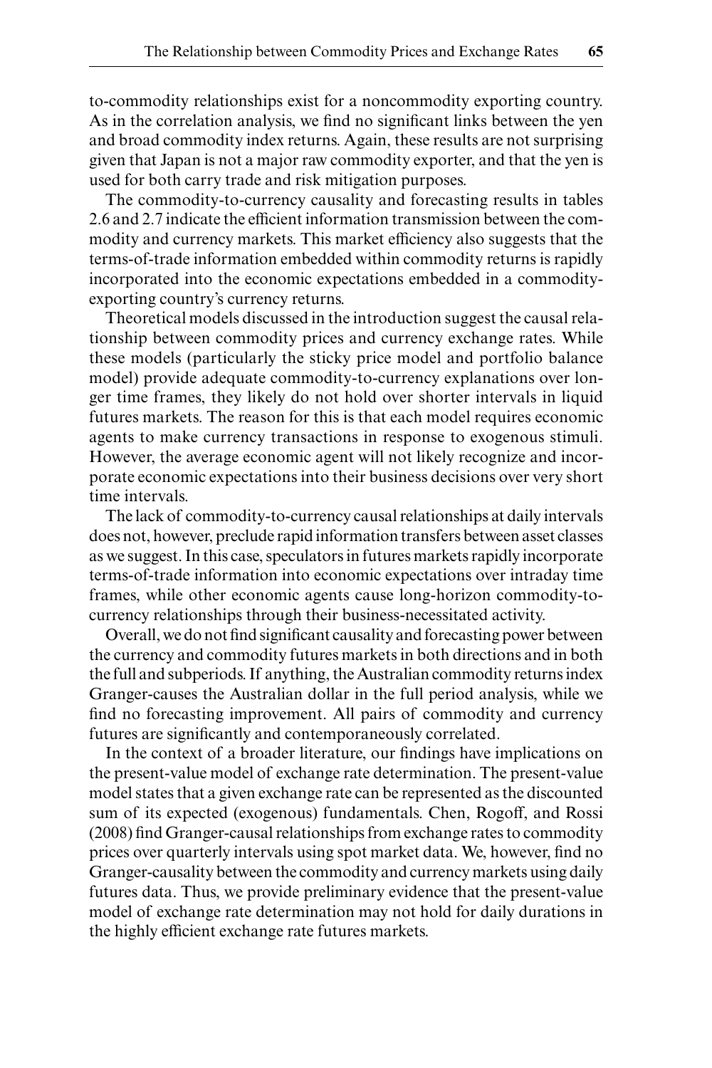to-commodity relationships exist for a noncommodity exporting country. As in the correlation analysis, we find no significant links between the yen and broad commodity index returns. Again, these results are not surprising given that Japan is not a major raw commodity exporter, and that the yen is used for both carry trade and risk mitigation purposes.

The commodity-to-currency causality and forecasting results in tables 2.6 and 2.7 indicate the efficient information transmission between the commodity and currency markets. This market efficiency also suggests that the terms-of-trade information embedded within commodity returns is rapidly incorporated into the economic expectations embedded in a commodity-exporting country's currency returns.

Theoretical models discussed in the introduction suggest the causal relationship between commodity prices and currency exchange rates. While these models (particularly the sticky price model and portfolio balance model) provide adequate commodity-to-currency explanations over longer time frames, they likely do not hold over shorter intervals in liquid futures markets. The reason for this is that each model requires economic agents to make currency transactions in response to exogenous stimuli. However, the average economic agent will not likely recognize and incorporate economic expectations into their business decisions over very short time intervals.

The lack of commodity-to-currency causal relationships at daily intervals does not, however, preclude rapid information transfers between asset classes as we suggest. In this case, speculators in futures markets rapidly incorporate terms-of-trade information into economic expectations over intraday time frames, while other economic agents cause long-horizon commodity-to-currency relationships through their business-necessitated activity.

Overall, we do not find significant causality and forecasting power between the currency and commodity futures markets in both directions and in both the full and subperiods. If anything, the Australian commodity returns index Granger-causes the Australian dollar in the full period analysis, while we find no forecasting improvement. All pairs of commodity and currency futures are significantly and contemporaneously correlated.

In the context of a broader literature, our findings have implications on the present-value model of exchange rate determination. The present-value model states that a given exchange rate can be represented as the discounted sum of its expected (exogenous) fundamentals. Chen, Rogoff, and Rossi (2008) find Granger-causal relationships from exchange rates to commodity prices over quarterly intervals using spot market data. We, however, find no Granger-causality between the commodity and currency markets using daily futures data. Thus, we provide preliminary evidence that the present-value model of exchange rate determination may not hold for daily durations in the highly efficient exchange rate futures markets.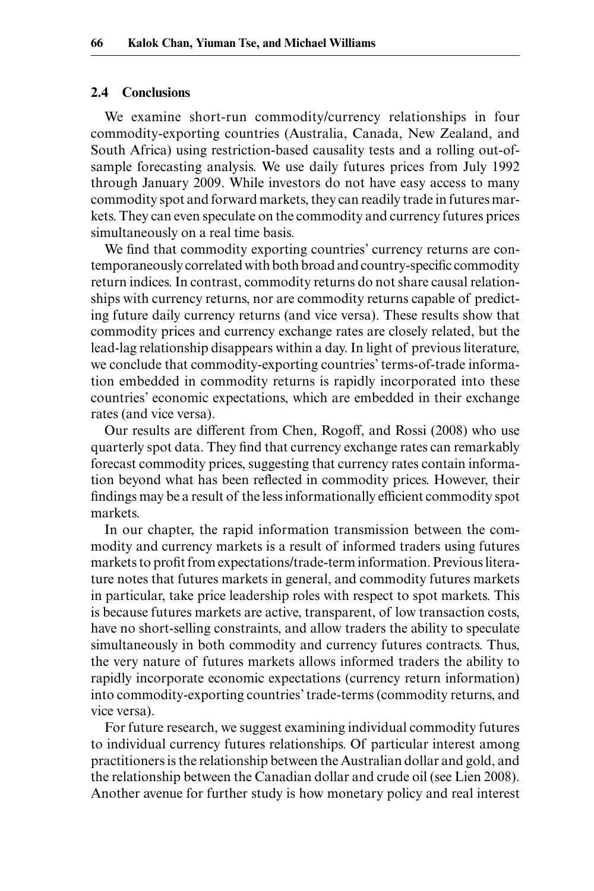## 2.4 Conclusions

We examine short-run commodity/currency relationships in four commodity-exporting countries (Australia, Canada, New Zealand, and South Africa) using restriction-based causality tests and a rolling out-of-sample forecasting analysis. We use daily futures prices from July 1992 through January 2009. While investors do not have easy access to many commodity spot and forward markets, they can readily trade in futures markets. They can even speculate on the commodity and currency futures prices simultaneously on a real time basis.

We find that commodity exporting countries' currency returns are contemporaneously correlated with both broad and country-specific commodity return indices. In contrast, commodity returns do not share causal relationships with currency returns, nor are commodity returns capable of predicting future daily currency returns (and vice versa). These results show that commodity prices and currency exchange rates are closely related, but the lead-lag relationship disappears within a day. In light of previous literature, we conclude that commodity-exporting countries' terms-of-trade information embedded in commodity returns is rapidly incorporated into these countries' economic expectations, which are embedded in their exchange rates (and vice versa).

Our results are different from Chen, Rogoff, and Rossi (2008) who use quarterly spot data. They find that currency exchange rates can remarkably forecast commodity prices, suggesting that currency rates contain information beyond what has been reflected in commodity prices. However, their findings may be a result of the less informationally efficient commodity spot markets.

In our chapter, the rapid information transmission between the commodity and currency markets is a result of informed traders using futures markets to profit from expectations/trade-term information. Previous literature notes that futures markets in general, and commodity futures markets in particular, take price leadership roles with respect to spot markets. This is because futures markets are active, transparent, of low transaction costs, have no short-selling constraints, and allow traders the ability to speculate simultaneously in both commodity and currency futures contracts. Thus, the very nature of futures markets allows informed traders the ability to rapidly incorporate economic expectations (currency return information) into commodity-exporting countries' trade-terms (commodity returns, and vice versa).

For future research, we suggest examining individual commodity futures to individual currency futures relationships. Of particular interest among practitioners is the relationship between the Australian dollar and gold, and the relationship between the Canadian dollar and crude oil (see Lien 2008). Another avenue for further study is how monetary policy and real interest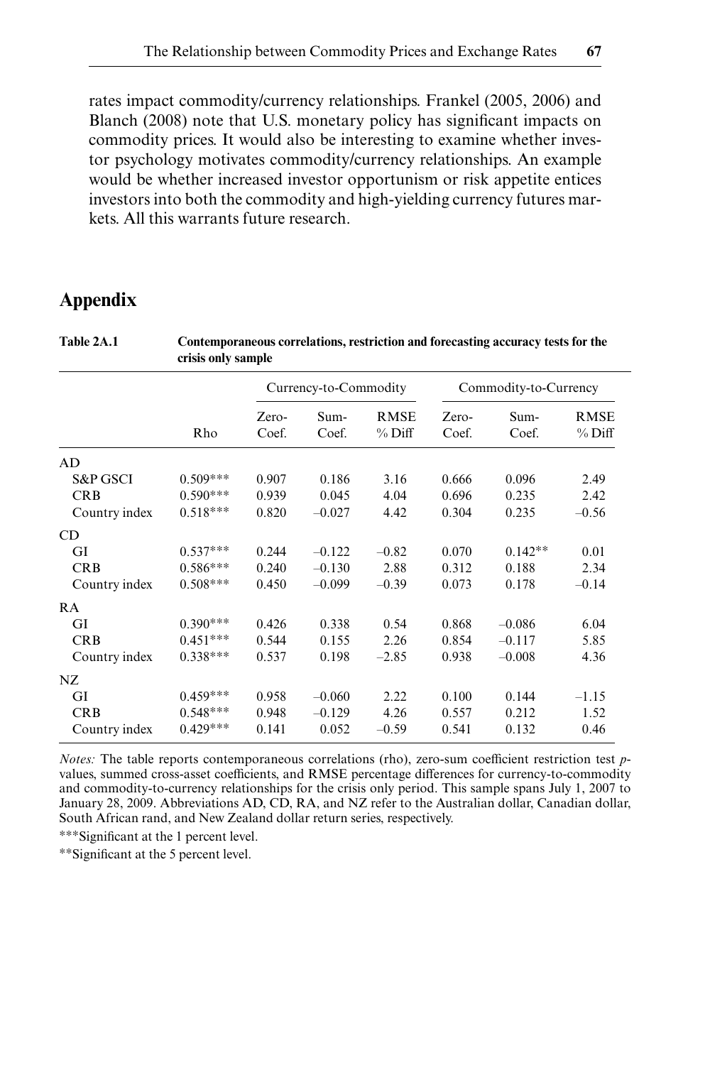rates impact commodity/currency relationships. Frankel (2005, 2006) and Blanch (2008) note that U.S. monetary policy has significant impacts on commodity prices. It would also be interesting to examine whether investor psychology motivates commodity/currency relationships. An example would be whether increased investor opportunism or risk appetite entices investors into both the commodity and high-yielding currency futures markets. All this warrants future research.

## Appendix

**Table 2A.1 Contemporaneous correlations, restriction and forecasting accuracy tests for the crisis only sample**

| | | Currency-to-Commodity | | | Commodity-to-Currency | | |
|---|---|---|---|---|---|---|---|
| | Rho | Zero-Coef. | Sum-Coef. | RMSE % Diff | Zero-Coef. | Sum-Coef. | RMSE % Diff |
| AD | | | | | | | |
| S&P GSCI | 0.509*** | 0.907 | 0.186 | 3.16 | 0.666 | 0.096 | 2.49 |
| CRB | 0.590*** | 0.939 | 0.045 | 4.04 | 0.696 | 0.235 | 2.42 |
| Country index | 0.518*** | 0.820 | –0.027 | 4.42 | 0.304 | 0.235 | –0.56 |
| CD | | | | | | | |
| GI | 0.537*** | 0.244 | –0.122 | –0.82 | 0.070 | 0.142** | 0.01 |
| CRB | 0.586*** | 0.240 | –0.130 | 2.88 | 0.312 | 0.188 | 2.34 |
| Country index | 0.508*** | 0.450 | –0.099 | –0.39 | 0.073 | 0.178 | –0.14 |
| RA | | | | | | | |
| GI | 0.390*** | 0.426 | 0.338 | 0.54 | 0.868 | –0.086 | 6.04 |
| CRB | 0.451*** | 0.544 | 0.155 | 2.26 | 0.854 | –0.117 | 5.85 |
| Country index | 0.338*** | 0.537 | 0.198 | –2.85 | 0.938 | –0.008 | 4.36 |
| NZ | | | | | | | |
| GI | 0.459*** | 0.958 | –0.060 | 2.22 | 0.100 | 0.144 | –1.15 |
| CRB | 0.548*** | 0.948 | –0.129 | 4.26 | 0.557 | 0.212 | 1.52 |
| Country index | 0.429*** | 0.141 | 0.052 | –0.59 | 0.541 | 0.132 | 0.46 |

*Notes:* The table reports contemporaneous correlations (rho), zero-sum coefficient restriction test *p*-values, summed cross-asset coefficients, and RMSE percentage differences for currency-to-commodity and commodity-to-currency relationships for the crisis only period. This sample spans July 1, 2007 to January 28, 2009. Abbreviations AD, CD, RA, and NZ refer to the Australian dollar, Canadian dollar, South African rand, and New Zealand dollar return series, respectively.

***Significant at the 1 percent level.

**Significant at the 5 percent level.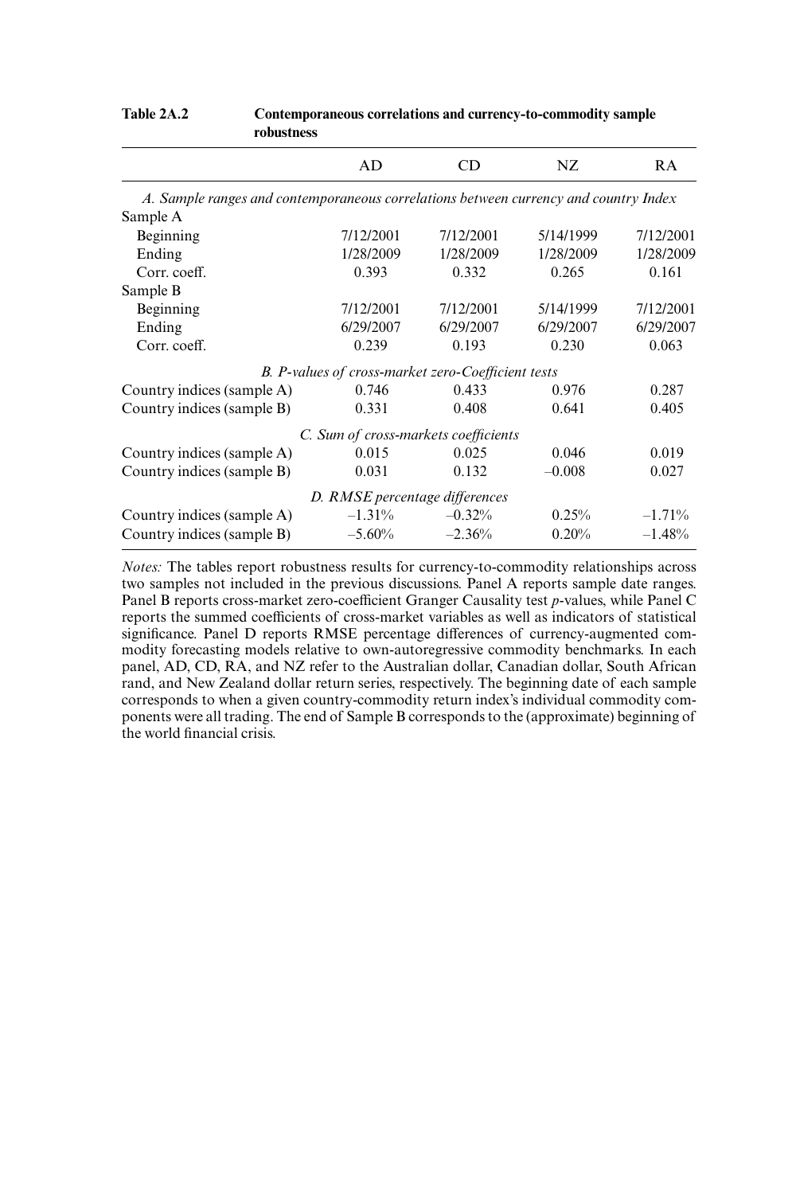**Table 2A.2 Contemporaneous correlations and currency-to-commodity sample robustness**

| | AD | CD | NZ | RA |
|---|---|---|---|---|
| *A. Sample ranges and contemporaneous correlations between currency and country Index* | | | | |
| Sample A | | | | |
| Beginning | 7/12/2001 | 7/12/2001 | 5/14/1999 | 7/12/2001 |
| Ending | 1/28/2009 | 1/28/2009 | 1/28/2009 | 1/28/2009 |
| Corr. coeff. | 0.393 | 0.332 | 0.265 | 0.161 |
| Sample B | | | | |
| Beginning | 7/12/2001 | 7/12/2001 | 5/14/1999 | 7/12/2001 |
| Ending | 6/29/2007 | 6/29/2007 | 6/29/2007 | 6/29/2007 |
| Corr. coeff. | 0.239 | 0.193 | 0.230 | 0.063 |
| *B. P-values of cross-market zero-Coefficient tests* | | | | |
| Country indices (sample A) | 0.746 | 0.433 | 0.976 | 0.287 |
| Country indices (sample B) | 0.331 | 0.408 | 0.641 | 0.405 |
| *C. Sum of cross-markets coefficients* | | | | |
| Country indices (sample A) | 0.015 | 0.025 | 0.046 | 0.019 |
| Country indices (sample B) | 0.031 | 0.132 | –0.008 | 0.027 |
| *D. RMSE percentage differences* | | | | |
| Country indices (sample A) | –1.31% | –0.32% | 0.25% | –1.71% |
| Country indices (sample B) | –5.60% | –2.36% | 0.20% | –1.48% |

*Notes:* The tables report robustness results for currency-to-commodity relationships across two samples not included in the previous discussions. Panel A reports sample date ranges. Panel B reports cross-market zero-coefficient Granger Causality test *p*-values, while Panel C reports the summed coefficients of cross-market variables as well as indicators of statistical significance. Panel D reports RMSE percentage differences of currency-augmented commodity forecasting models relative to own-autoregressive commodity benchmarks. In each panel, AD, CD, RA, and NZ refer to the Australian dollar, Canadian dollar, South African rand, and New Zealand dollar return series, respectively. The beginning date of each sample corresponds to when a given country-commodity return index's individual commodity components were all trading. The end of Sample B corresponds to the (approximate) beginning of the world financial crisis.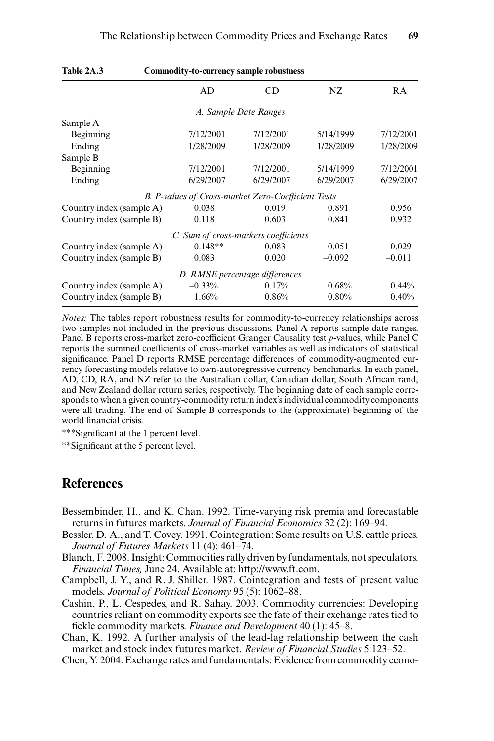**Table 2A.3 Commodity-to-currency sample robustness**

| | AD | CD | NZ | RA |
|---|---|---|---|---|
| *A. Sample Date Ranges* | | | | |
| Sample A | | | | |
| Beginning | 7/12/2001 | 7/12/2001 | 5/14/1999 | 7/12/2001 |
| Ending | 1/28/2009 | 1/28/2009 | 1/28/2009 | 1/28/2009 |
| Sample B | | | | |
| Beginning | 7/12/2001 | 7/12/2001 | 5/14/1999 | 7/12/2001 |
| Ending | 6/29/2007 | 6/29/2007 | 6/29/2007 | 6/29/2007 |
| *B. P-values of Cross-market Zero-Coefficient Tests* | | | | |
| Country index (sample A) | 0.038 | 0.019 | 0.891 | 0.956 |
| Country index (sample B) | 0.118 | 0.603 | 0.841 | 0.932 |
| *C. Sum of cross-markets coefficients* | | | | |
| Country index (sample A) | 0.148** | 0.083 | –0.051 | 0.029 |
| Country index (sample B) | 0.083 | 0.020 | –0.092 | –0.011 |
| *D. RMSE percentage differences* | | | | |
| Country index (sample A) | –0.33% | 0.17% | 0.68% | 0.44% |
| Country index (sample B) | 1.66% | 0.86% | 0.80% | 0.40% |

*Notes:* The tables report robustness results for commodity-to-currency relationships across two samples not included in the previous discussions. Panel A reports sample date ranges. Panel B reports cross-market zero-coefficient Granger Causality test *p*-values, while Panel C reports the summed coefficients of cross-market variables as well as indicators of statistical significance. Panel D reports RMSE percentage differences of commodity-augmented currency forecasting models relative to own-autoregressive currency benchmarks. In each panel, AD, CD, RA, and NZ refer to the Australian dollar, Canadian dollar, South African rand, and New Zealand dollar return series, respectively. The beginning date of each sample corresponds to when a given country-commodity return index's individual commodity components were all trading. The end of Sample B corresponds to the (approximate) beginning of the world financial crisis.

***Significant at the 1 percent level.

**Significant at the 5 percent level.

## References

Bessembinder, H., and K. Chan. 1992. Time-varying risk premia and forecastable returns in futures markets. *Journal of Financial Economics* 32 (2): 169–94.

Bessler, D. A., and T. Covey. 1991. Cointegration: Some results on U.S. cattle prices. *Journal of Futures Markets* 11 (4): 461–74.

Blanch, F. 2008. Insight: Commodities rally driven by fundamentals, not speculators. *Financial Times,* June 24. Available at: http://www.ft.com.

Campbell, J. Y., and R. J. Shiller. 1987. Cointegration and tests of present value models. *Journal of Political Economy* 95 (5): 1062–88.

Cashin, P., L. Cespedes, and R. Sahay. 2003. Commodity currencies: Developing countries reliant on commodity exports see the fate of their exchange rates tied to fickle commodity markets. *Finance and Development* 40 (1): 45–8.

Chan, K. 1992. A further analysis of the lead-lag relationship between the cash market and stock index futures market. *Review of Financial Studies* 5:123–52.

Chen, Y. 2004. Exchange rates and fundamentals: Evidence from commodity econo-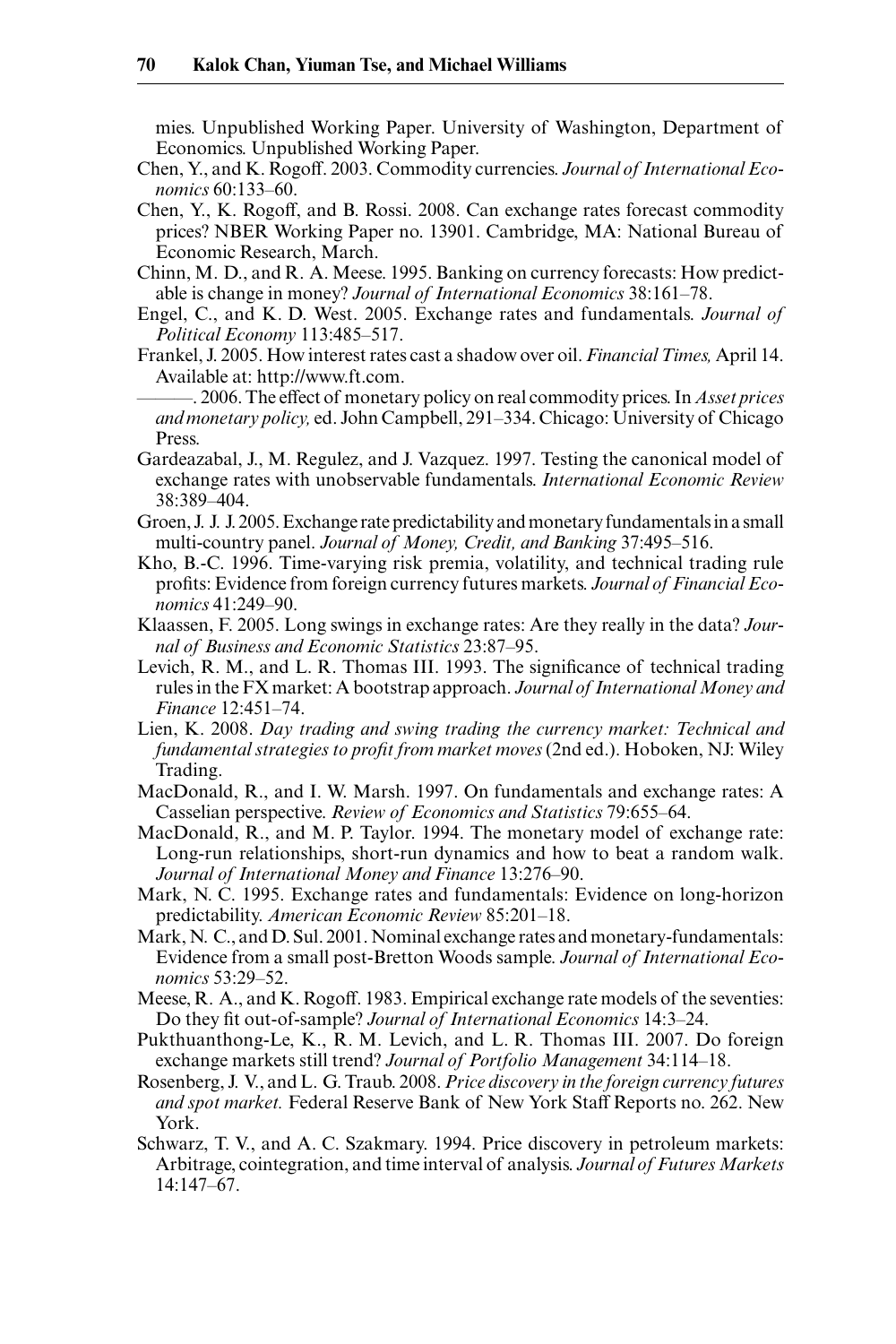mies. Unpublished Working Paper. University of Washington, Department of Economics. Unpublished Working Paper.

Chen, Y., and K. Rogoff. 2003. Commodity currencies. *Journal of International Economics* 60:133–60.

Chen, Y., K. Rogoff, and B. Rossi. 2008. Can exchange rates forecast commodity prices? NBER Working Paper no. 13901. Cambridge, MA: National Bureau of Economic Research, March.

Chinn, M. D., and R. A. Meese. 1995. Banking on currency forecasts: How predictable is change in money? *Journal of International Economics* 38:161–78.

Engel, C., and K. D. West. 2005. Exchange rates and fundamentals. *Journal of Political Economy* 113:485–517.

Frankel, J. 2005. How interest rates cast a shadow over oil. *Financial Times,* April 14. Available at: http://www.ft.com.

———. 2006. The effect of monetary policy on real commodity prices. In *Asset prices and monetary policy,* ed. John Campbell, 291–334. Chicago: University of Chicago Press.

Gardeazabal, J., M. Regulez, and J. Vazquez. 1997. Testing the canonical model of exchange rates with unobservable fundamentals. *International Economic Review* 38:389–404.

Groen, J. J. J. 2005. Exchange rate predictability and monetary fundamentals in a small multi-country panel. *Journal of Money, Credit, and Banking* 37:495–516.

Kho, B.-C. 1996. Time-varying risk premia, volatility, and technical trading rule profits: Evidence from foreign currency futures markets. *Journal of Financial Economics* 41:249–90.

Klaassen, F. 2005. Long swings in exchange rates: Are they really in the data? *Journal of Business and Economic Statistics* 23:87–95.

Levich, R. M., and L. R. Thomas III. 1993. The significance of technical trading rules in the FX market: A bootstrap approach. *Journal of International Money and Finance* 12:451–74.

Lien, K. 2008. *Day trading and swing trading the currency market: Technical and fundamental strategies to profit from market moves* (2nd ed.). Hoboken, NJ: Wiley Trading.

MacDonald, R., and I. W. Marsh. 1997. On fundamentals and exchange rates: A Casselian perspective. *Review of Economics and Statistics* 79:655–64.

MacDonald, R., and M. P. Taylor. 1994. The monetary model of exchange rate: Long-run relationships, short-run dynamics and how to beat a random walk. *Journal of International Money and Finance* 13:276–90.

Mark, N. C. 1995. Exchange rates and fundamentals: Evidence on long-horizon predictability. *American Economic Review* 85:201–18.

Mark, N. C., and D. Sul. 2001. Nominal exchange rates and monetary-fundamentals: Evidence from a small post-Bretton Woods sample. *Journal of International Economics* 53:29–52.

Meese, R. A., and K. Rogoff. 1983. Empirical exchange rate models of the seventies: Do they fit out-of-sample? *Journal of International Economics* 14:3–24.

Pukthuanthong-Le, K., R. M. Levich, and L. R. Thomas III. 2007. Do foreign exchange markets still trend? *Journal of Portfolio Management* 34:114–18.

Rosenberg, J. V., and L. G. Traub. 2008. *Price discovery in the foreign currency futures and spot market.* Federal Reserve Bank of New York Staff Reports no. 262. New York.

Schwarz, T. V., and A. C. Szakmary. 1994. Price discovery in petroleum markets: Arbitrage, cointegration, and time interval of analysis. *Journal of Futures Markets* 14:147–67.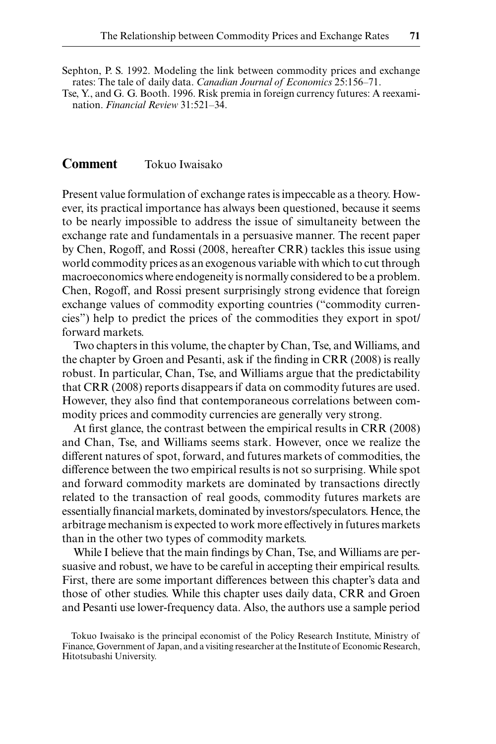Sephton, P. S. 1992. Modeling the link between commodity prices and exchange rates: The tale of daily data. *Canadian Journal of Economics* 25:156–71.

Tse, Y., and G. G. Booth. 1996. Risk premia in foreign currency futures: A reexamination. *Financial Review* 31:521–34.

## Comment Tokuo Iwaisako

Present value formulation of exchange rates is impeccable as a theory. However, its practical importance has always been questioned, because it seems to be nearly impossible to address the issue of simultaneity between the exchange rate and fundamentals in a persuasive manner. The recent paper by Chen, Rogoff, and Rossi (2008, hereafter CRR) tackles this issue using world commodity prices as an exogenous variable with which to cut through macroeconomics where endogeneity is normally considered to be a problem. Chen, Rogoff, and Rossi present surprisingly strong evidence that foreign exchange values of commodity exporting countries ("commodity currencies") help to predict the prices of the commodities they export in spot/forward markets.

Two chapters in this volume, the chapter by Chan, Tse, and Williams, and the chapter by Groen and Pesanti, ask if the finding in CRR (2008) is really robust. In particular, Chan, Tse, and Williams argue that the predictability that CRR (2008) reports disappears if data on commodity futures are used. However, they also find that contemporaneous correlations between commodity prices and commodity currencies are generally very strong.

At first glance, the contrast between the empirical results in CRR (2008) and Chan, Tse, and Williams seems stark. However, once we realize the different natures of spot, forward, and futures markets of commodities, the difference between the two empirical results is not so surprising. While spot and forward commodity markets are dominated by transactions directly related to the transaction of real goods, commodity futures markets are essentially financial markets, dominated by investors/speculators. Hence, the arbitrage mechanism is expected to work more effectively in futures markets than in the other two types of commodity markets.

While I believe that the main findings by Chan, Tse, and Williams are persuasive and robust, we have to be careful in accepting their empirical results. First, there are some important differences between this chapter's data and those of other studies. While this chapter uses daily data, CRR and Groen and Pesanti use lower-frequency data. Also, the authors use a sample period

Tokuo Iwaisako is the principal economist of the Policy Research Institute, Ministry of Finance, Government of Japan, and a visiting researcher at the Institute of Economic Research, Hitotsubashi University.